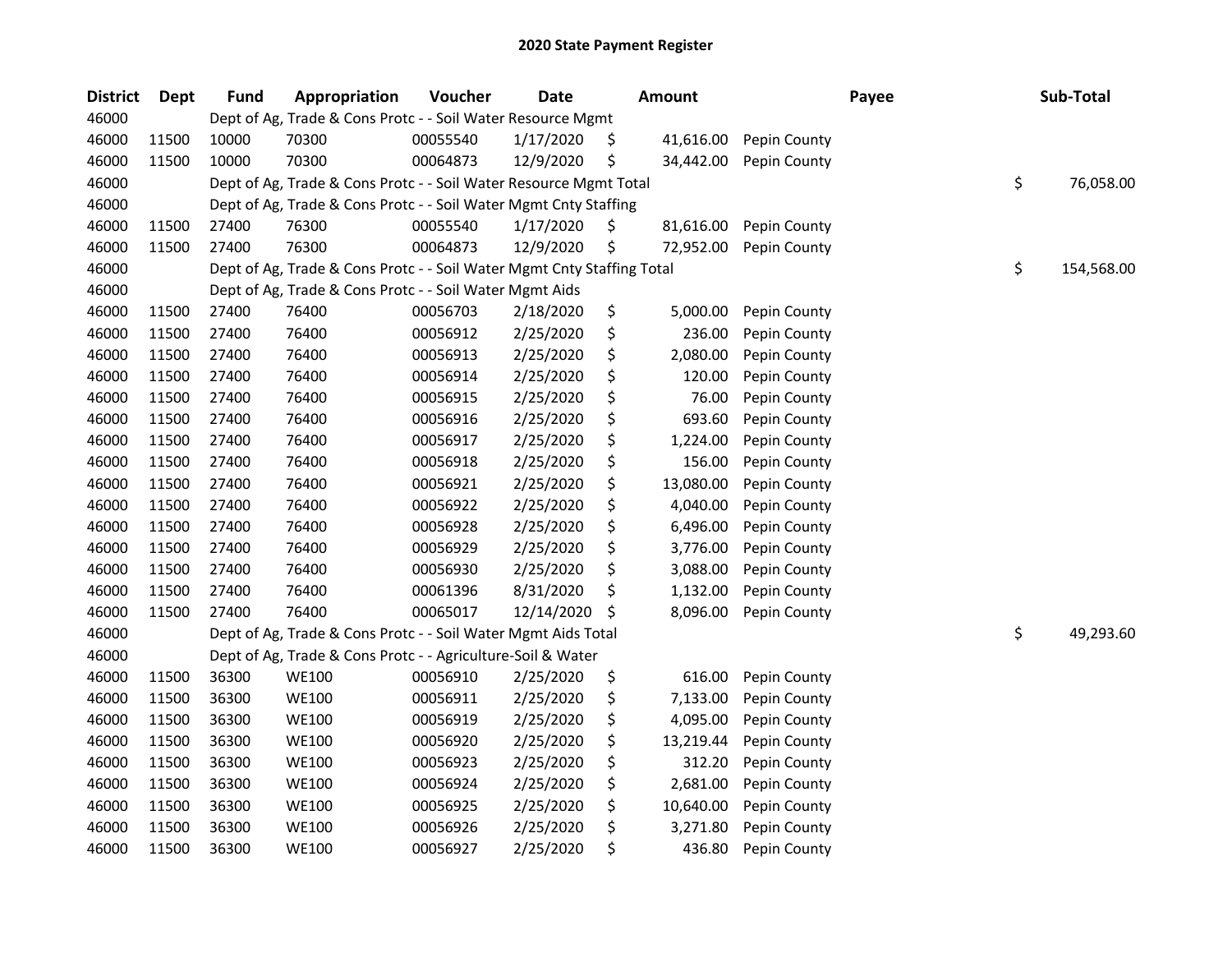# 2020 State Payment Register

| District | Dept | Fund | Appropriation | Voucher | Date | Amount | Payee | Sub-Total |
|---|---|---|---|---|---|---|---|---|
| 46000 | | Dept of Ag, Trade & Cons Protc - - Soil Water Resource Mgmt | | | | | | |
| 46000 | 11500 | 10000 | 70300 | 00055540 | 1/17/2020 | $ 41,616.00 | Pepin County | |
| 46000 | 11500 | 10000 | 70300 | 00064873 | 12/9/2020 | $ 34,442.00 | Pepin County | |
| 46000 | | Dept of Ag, Trade & Cons Protc - - Soil Water Resource Mgmt Total | | | | | | $ 76,058.00 |
| 46000 | | Dept of Ag, Trade & Cons Protc - - Soil Water Mgmt Cnty Staffing | | | | | | |
| 46000 | 11500 | 27400 | 76300 | 00055540 | 1/17/2020 | $ 81,616.00 | Pepin County | |
| 46000 | 11500 | 27400 | 76300 | 00064873 | 12/9/2020 | $ 72,952.00 | Pepin County | |
| 46000 | | Dept of Ag, Trade & Cons Protc - - Soil Water Mgmt Cnty Staffing Total | | | | | | $ 154,568.00 |
| 46000 | | Dept of Ag, Trade & Cons Protc - - Soil Water Mgmt Aids | | | | | | |
| 46000 | 11500 | 27400 | 76400 | 00056703 | 2/18/2020 | $ 5,000.00 | Pepin County | |
| 46000 | 11500 | 27400 | 76400 | 00056912 | 2/25/2020 | $ 236.00 | Pepin County | |
| 46000 | 11500 | 27400 | 76400 | 00056913 | 2/25/2020 | $ 2,080.00 | Pepin County | |
| 46000 | 11500 | 27400 | 76400 | 00056914 | 2/25/2020 | $ 120.00 | Pepin County | |
| 46000 | 11500 | 27400 | 76400 | 00056915 | 2/25/2020 | $ 76.00 | Pepin County | |
| 46000 | 11500 | 27400 | 76400 | 00056916 | 2/25/2020 | $ 693.60 | Pepin County | |
| 46000 | 11500 | 27400 | 76400 | 00056917 | 2/25/2020 | $ 1,224.00 | Pepin County | |
| 46000 | 11500 | 27400 | 76400 | 00056918 | 2/25/2020 | $ 156.00 | Pepin County | |
| 46000 | 11500 | 27400 | 76400 | 00056921 | 2/25/2020 | $ 13,080.00 | Pepin County | |
| 46000 | 11500 | 27400 | 76400 | 00056922 | 2/25/2020 | $ 4,040.00 | Pepin County | |
| 46000 | 11500 | 27400 | 76400 | 00056928 | 2/25/2020 | $ 6,496.00 | Pepin County | |
| 46000 | 11500 | 27400 | 76400 | 00056929 | 2/25/2020 | $ 3,776.00 | Pepin County | |
| 46000 | 11500 | 27400 | 76400 | 00056930 | 2/25/2020 | $ 3,088.00 | Pepin County | |
| 46000 | 11500 | 27400 | 76400 | 00061396 | 8/31/2020 | $ 1,132.00 | Pepin County | |
| 46000 | 11500 | 27400 | 76400 | 00065017 | 12/14/2020 | $ 8,096.00 | Pepin County | |
| 46000 | | Dept of Ag, Trade & Cons Protc - - Soil Water Mgmt Aids Total | | | | | | $ 49,293.60 |
| 46000 | | Dept of Ag, Trade & Cons Protc - - Agriculture-Soil & Water | | | | | | |
| 46000 | 11500 | 36300 | WE100 | 00056910 | 2/25/2020 | $ 616.00 | Pepin County | |
| 46000 | 11500 | 36300 | WE100 | 00056911 | 2/25/2020 | $ 7,133.00 | Pepin County | |
| 46000 | 11500 | 36300 | WE100 | 00056919 | 2/25/2020 | $ 4,095.00 | Pepin County | |
| 46000 | 11500 | 36300 | WE100 | 00056920 | 2/25/2020 | $ 13,219.44 | Pepin County | |
| 46000 | 11500 | 36300 | WE100 | 00056923 | 2/25/2020 | $ 312.20 | Pepin County | |
| 46000 | 11500 | 36300 | WE100 | 00056924 | 2/25/2020 | $ 2,681.00 | Pepin County | |
| 46000 | 11500 | 36300 | WE100 | 00056925 | 2/25/2020 | $ 10,640.00 | Pepin County | |
| 46000 | 11500 | 36300 | WE100 | 00056926 | 2/25/2020 | $ 3,271.80 | Pepin County | |
| 46000 | 11500 | 36300 | WE100 | 00056927 | 2/25/2020 | $ 436.80 | Pepin County | |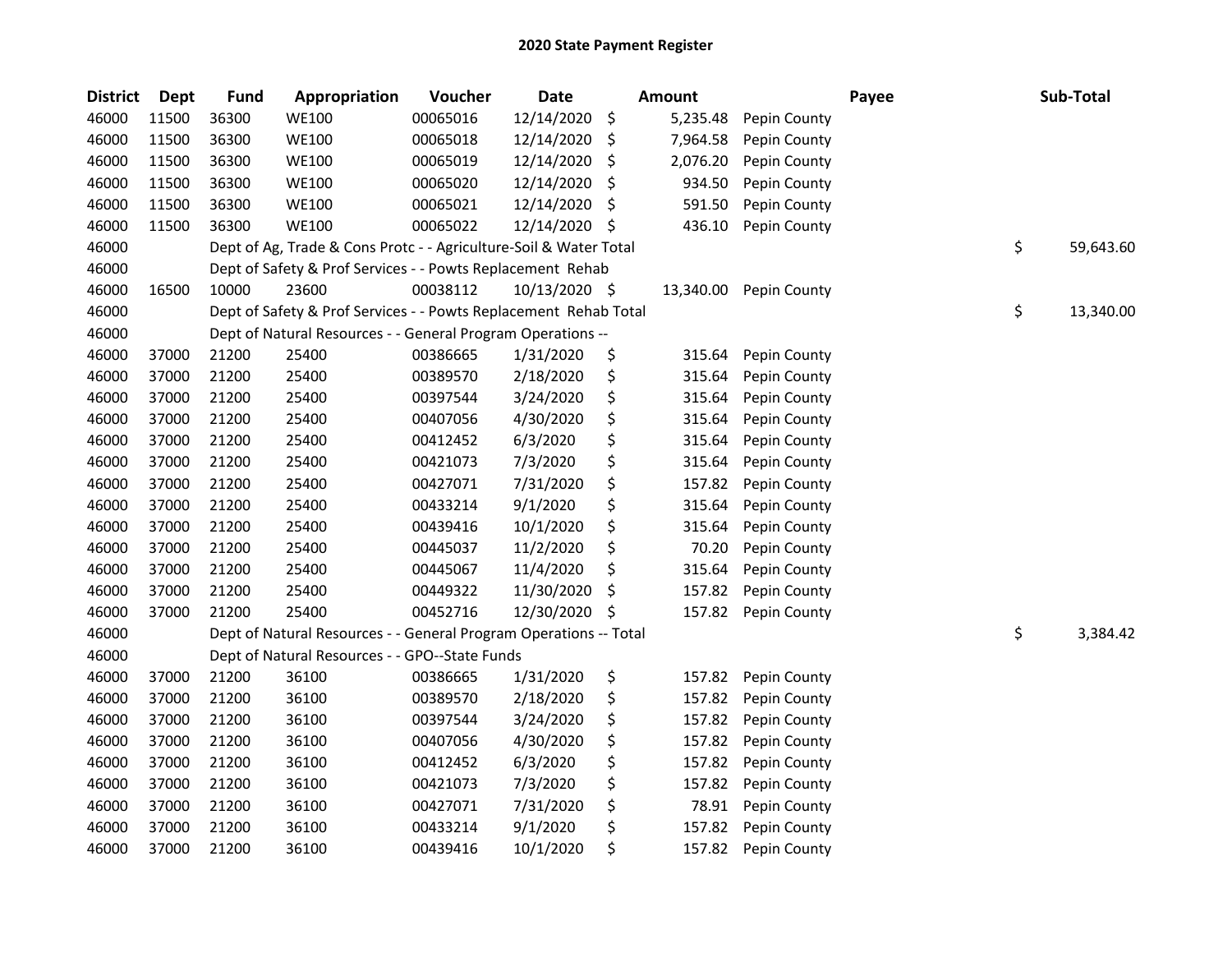# 2020 State Payment Register

| District | Dept | Fund | Appropriation | Voucher | Date | Amount | | Payee | Sub-Total |
|---|---|---|---|---|---|---|---|---|---|
| 46000 | 11500 | 36300 | WE100 | 00065016 | 12/14/2020 | $ | 5,235.48 | Pepin County | |
| 46000 | 11500 | 36300 | WE100 | 00065018 | 12/14/2020 | $ | 7,964.58 | Pepin County | |
| 46000 | 11500 | 36300 | WE100 | 00065019 | 12/14/2020 | $ | 2,076.20 | Pepin County | |
| 46000 | 11500 | 36300 | WE100 | 00065020 | 12/14/2020 | $ | 934.50 | Pepin County | |
| 46000 | 11500 | 36300 | WE100 | 00065021 | 12/14/2020 | $ | 591.50 | Pepin County | |
| 46000 | 11500 | 36300 | WE100 | 00065022 | 12/14/2020 | $ | 436.10 | Pepin County | |
| 46000 | | Dept of Ag, Trade & Cons Protc - - Agriculture-Soil & Water Total | | | | | | | $ 59,643.60 |
| 46000 | | Dept of Safety & Prof Services - - Powts Replacement Rehab | | | | | | | |
| 46000 | 16500 | 10000 | 23600 | 00038112 | 10/13/2020 | $ | 13,340.00 | Pepin County | |
| 46000 | | Dept of Safety & Prof Services - - Powts Replacement Rehab Total | | | | | | | $ 13,340.00 |
| 46000 | | Dept of Natural Resources - - General Program Operations -- | | | | | | | |
| 46000 | 37000 | 21200 | 25400 | 00386665 | 1/31/2020 | $ | 315.64 | Pepin County | |
| 46000 | 37000 | 21200 | 25400 | 00389570 | 2/18/2020 | $ | 315.64 | Pepin County | |
| 46000 | 37000 | 21200 | 25400 | 00397544 | 3/24/2020 | $ | 315.64 | Pepin County | |
| 46000 | 37000 | 21200 | 25400 | 00407056 | 4/30/2020 | $ | 315.64 | Pepin County | |
| 46000 | 37000 | 21200 | 25400 | 00412452 | 6/3/2020 | $ | 315.64 | Pepin County | |
| 46000 | 37000 | 21200 | 25400 | 00421073 | 7/3/2020 | $ | 315.64 | Pepin County | |
| 46000 | 37000 | 21200 | 25400 | 00427071 | 7/31/2020 | $ | 157.82 | Pepin County | |
| 46000 | 37000 | 21200 | 25400 | 00433214 | 9/1/2020 | $ | 315.64 | Pepin County | |
| 46000 | 37000 | 21200 | 25400 | 00439416 | 10/1/2020 | $ | 315.64 | Pepin County | |
| 46000 | 37000 | 21200 | 25400 | 00445037 | 11/2/2020 | $ | 70.20 | Pepin County | |
| 46000 | 37000 | 21200 | 25400 | 00445067 | 11/4/2020 | $ | 315.64 | Pepin County | |
| 46000 | 37000 | 21200 | 25400 | 00449322 | 11/30/2020 | $ | 157.82 | Pepin County | |
| 46000 | 37000 | 21200 | 25400 | 00452716 | 12/30/2020 | $ | 157.82 | Pepin County | |
| 46000 | | Dept of Natural Resources - - General Program Operations -- Total | | | | | | | $ 3,384.42 |
| 46000 | | Dept of Natural Resources - - GPO--State Funds | | | | | | | |
| 46000 | 37000 | 21200 | 36100 | 00386665 | 1/31/2020 | $ | 157.82 | Pepin County | |
| 46000 | 37000 | 21200 | 36100 | 00389570 | 2/18/2020 | $ | 157.82 | Pepin County | |
| 46000 | 37000 | 21200 | 36100 | 00397544 | 3/24/2020 | $ | 157.82 | Pepin County | |
| 46000 | 37000 | 21200 | 36100 | 00407056 | 4/30/2020 | $ | 157.82 | Pepin County | |
| 46000 | 37000 | 21200 | 36100 | 00412452 | 6/3/2020 | $ | 157.82 | Pepin County | |
| 46000 | 37000 | 21200 | 36100 | 00421073 | 7/3/2020 | $ | 157.82 | Pepin County | |
| 46000 | 37000 | 21200 | 36100 | 00427071 | 7/31/2020 | $ | 78.91 | Pepin County | |
| 46000 | 37000 | 21200 | 36100 | 00433214 | 9/1/2020 | $ | 157.82 | Pepin County | |
| 46000 | 37000 | 21200 | 36100 | 00439416 | 10/1/2020 | $ | 157.82 | Pepin County | |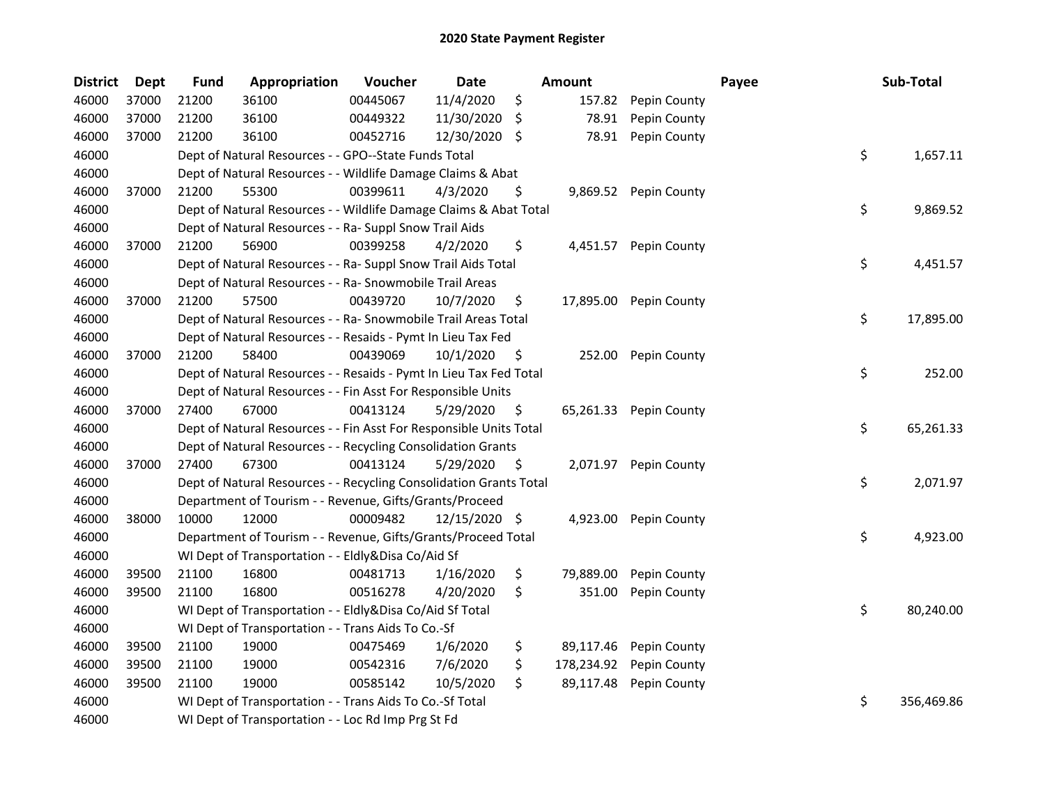## 2020 State Payment Register

| District | Dept | Fund | Appropriation | Voucher | Date | Amount | Payee | Sub-Total |
|---|---|---|---|---|---|---|---|---|
| 46000 | 37000 | 21200 | 36100 | 00445067 | 11/4/2020 | $ 157.82 | Pepin County | |
| 46000 | 37000 | 21200 | 36100 | 00449322 | 11/30/2020 | $ 78.91 | Pepin County | |
| 46000 | 37000 | 21200 | 36100 | 00452716 | 12/30/2020 | $ 78.91 | Pepin County | |
| 46000 | | Dept of Natural Resources - - GPO--State Funds Total | | | | | | $ 1,657.11 |
| 46000 | | Dept of Natural Resources - - Wildlife Damage Claims & Abat | | | | | | |
| 46000 | 37000 | 21200 | 55300 | 00399611 | 4/3/2020 | $ 9,869.52 | Pepin County | |
| 46000 | | Dept of Natural Resources - - Wildlife Damage Claims & Abat Total | | | | | | $ 9,869.52 |
| 46000 | | Dept of Natural Resources - - Ra- Suppl Snow Trail Aids | | | | | | |
| 46000 | 37000 | 21200 | 56900 | 00399258 | 4/2/2020 | $ 4,451.57 | Pepin County | |
| 46000 | | Dept of Natural Resources - - Ra- Suppl Snow Trail Aids Total | | | | | | $ 4,451.57 |
| 46000 | | Dept of Natural Resources - - Ra- Snowmobile Trail Areas | | | | | | |
| 46000 | 37000 | 21200 | 57500 | 00439720 | 10/7/2020 | $ 17,895.00 | Pepin County | |
| 46000 | | Dept of Natural Resources - - Ra- Snowmobile Trail Areas Total | | | | | | $ 17,895.00 |
| 46000 | | Dept of Natural Resources - - Resaids - Pymt In Lieu Tax Fed | | | | | | |
| 46000 | 37000 | 21200 | 58400 | 00439069 | 10/1/2020 | $ 252.00 | Pepin County | |
| 46000 | | Dept of Natural Resources - - Resaids - Pymt In Lieu Tax Fed Total | | | | | | $ 252.00 |
| 46000 | | Dept of Natural Resources - - Fin Asst For Responsible Units | | | | | | |
| 46000 | 37000 | 27400 | 67000 | 00413124 | 5/29/2020 | $ 65,261.33 | Pepin County | |
| 46000 | | Dept of Natural Resources - - Fin Asst For Responsible Units Total | | | | | | $ 65,261.33 |
| 46000 | | Dept of Natural Resources - - Recycling Consolidation Grants | | | | | | |
| 46000 | 37000 | 27400 | 67300 | 00413124 | 5/29/2020 | $ 2,071.97 | Pepin County | |
| 46000 | | Dept of Natural Resources - - Recycling Consolidation Grants Total | | | | | | $ 2,071.97 |
| 46000 | | Department of Tourism - - Revenue, Gifts/Grants/Proceed | | | | | | |
| 46000 | 38000 | 10000 | 12000 | 00009482 | 12/15/2020 | $ 4,923.00 | Pepin County | |
| 46000 | | Department of Tourism - - Revenue, Gifts/Grants/Proceed Total | | | | | | $ 4,923.00 |
| 46000 | | WI Dept of Transportation - - Eldly&Disa Co/Aid Sf | | | | | | |
| 46000 | 39500 | 21100 | 16800 | 00481713 | 1/16/2020 | $ 79,889.00 | Pepin County | |
| 46000 | 39500 | 21100 | 16800 | 00516278 | 4/20/2020 | $ 351.00 | Pepin County | |
| 46000 | | WI Dept of Transportation - - Eldly&Disa Co/Aid Sf Total | | | | | | $ 80,240.00 |
| 46000 | | WI Dept of Transportation - - Trans Aids To Co.-Sf | | | | | | |
| 46000 | 39500 | 21100 | 19000 | 00475469 | 1/6/2020 | $ 89,117.46 | Pepin County | |
| 46000 | 39500 | 21100 | 19000 | 00542316 | 7/6/2020 | $ 178,234.92 | Pepin County | |
| 46000 | 39500 | 21100 | 19000 | 00585142 | 10/5/2020 | $ 89,117.48 | Pepin County | |
| 46000 | | WI Dept of Transportation - - Trans Aids To Co.-Sf Total | | | | | | $ 356,469.86 |
| 46000 | | WI Dept of Transportation - - Loc Rd Imp Prg St Fd | | | | | | |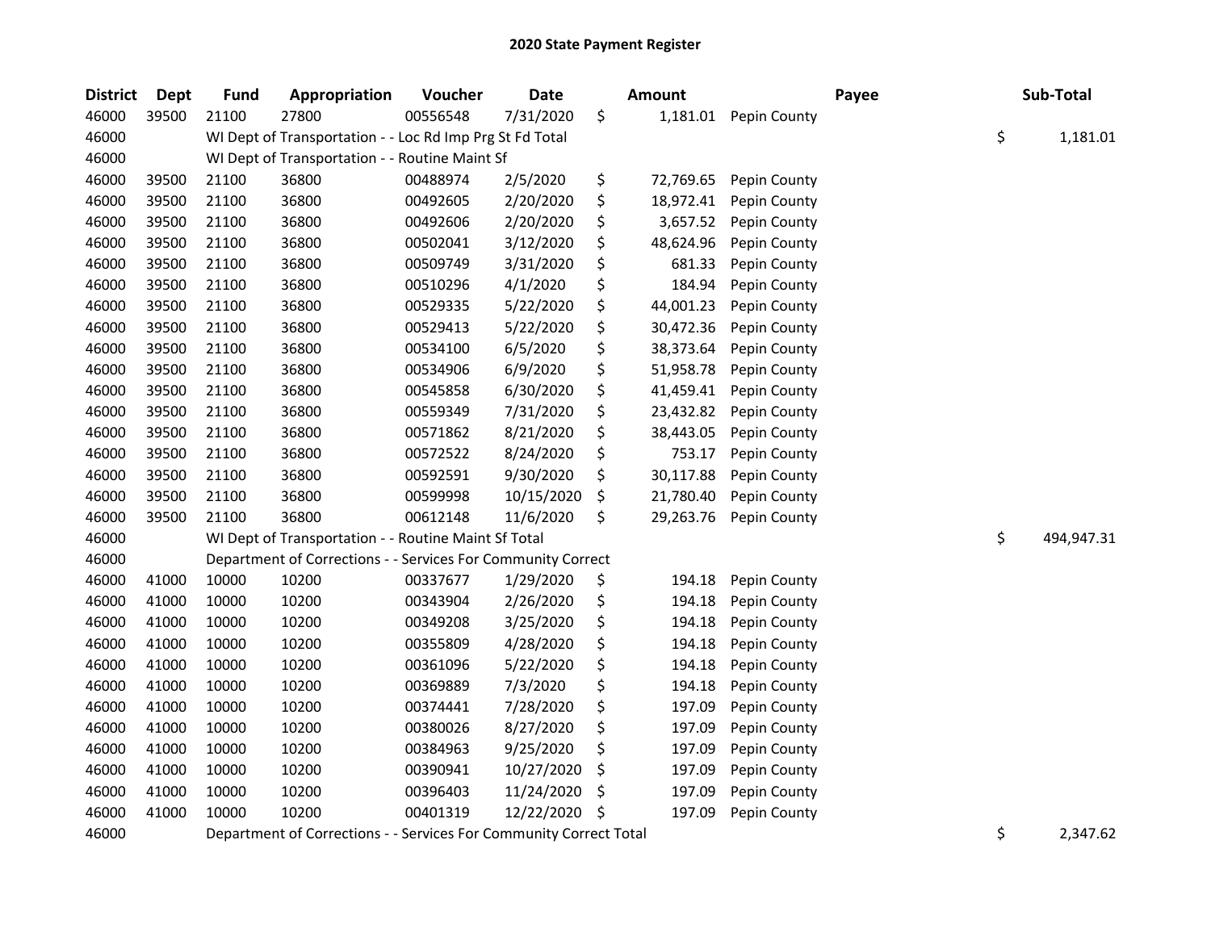## 2020 State Payment Register

| District | Dept | Fund | Appropriation | Voucher | Date | Amount | Payee | Sub-Total |
|---|---|---|---|---|---|---|---|---|
| 46000 | 39500 | 21100 | 27800 | 00556548 | 7/31/2020 | $ 1,181.01 | Pepin County | |
| 46000 | | WI Dept of Transportation - - Loc Rd Imp Prg St Fd Total | | | | | | $ 1,181.01 |
| 46000 | | WI Dept of Transportation - - Routine Maint Sf | | | | | | |
| 46000 | 39500 | 21100 | 36800 | 00488974 | 2/5/2020 | $ 72,769.65 | Pepin County | |
| 46000 | 39500 | 21100 | 36800 | 00492605 | 2/20/2020 | $ 18,972.41 | Pepin County | |
| 46000 | 39500 | 21100 | 36800 | 00492606 | 2/20/2020 | $ 3,657.52 | Pepin County | |
| 46000 | 39500 | 21100 | 36800 | 00502041 | 3/12/2020 | $ 48,624.96 | Pepin County | |
| 46000 | 39500 | 21100 | 36800 | 00509749 | 3/31/2020 | $ 681.33 | Pepin County | |
| 46000 | 39500 | 21100 | 36800 | 00510296 | 4/1/2020 | $ 184.94 | Pepin County | |
| 46000 | 39500 | 21100 | 36800 | 00529335 | 5/22/2020 | $ 44,001.23 | Pepin County | |
| 46000 | 39500 | 21100 | 36800 | 00529413 | 5/22/2020 | $ 30,472.36 | Pepin County | |
| 46000 | 39500 | 21100 | 36800 | 00534100 | 6/5/2020 | $ 38,373.64 | Pepin County | |
| 46000 | 39500 | 21100 | 36800 | 00534906 | 6/9/2020 | $ 51,958.78 | Pepin County | |
| 46000 | 39500 | 21100 | 36800 | 00545858 | 6/30/2020 | $ 41,459.41 | Pepin County | |
| 46000 | 39500 | 21100 | 36800 | 00559349 | 7/31/2020 | $ 23,432.82 | Pepin County | |
| 46000 | 39500 | 21100 | 36800 | 00571862 | 8/21/2020 | $ 38,443.05 | Pepin County | |
| 46000 | 39500 | 21100 | 36800 | 00572522 | 8/24/2020 | $ 753.17 | Pepin County | |
| 46000 | 39500 | 21100 | 36800 | 00592591 | 9/30/2020 | $ 30,117.88 | Pepin County | |
| 46000 | 39500 | 21100 | 36800 | 00599998 | 10/15/2020 | $ 21,780.40 | Pepin County | |
| 46000 | 39500 | 21100 | 36800 | 00612148 | 11/6/2020 | $ 29,263.76 | Pepin County | |
| 46000 | | WI Dept of Transportation - - Routine Maint Sf Total | | | | | | $ 494,947.31 |
| 46000 | | Department of Corrections - - Services For Community Correct | | | | | | |
| 46000 | 41000 | 10000 | 10200 | 00337677 | 1/29/2020 | $ 194.18 | Pepin County | |
| 46000 | 41000 | 10000 | 10200 | 00343904 | 2/26/2020 | $ 194.18 | Pepin County | |
| 46000 | 41000 | 10000 | 10200 | 00349208 | 3/25/2020 | $ 194.18 | Pepin County | |
| 46000 | 41000 | 10000 | 10200 | 00355809 | 4/28/2020 | $ 194.18 | Pepin County | |
| 46000 | 41000 | 10000 | 10200 | 00361096 | 5/22/2020 | $ 194.18 | Pepin County | |
| 46000 | 41000 | 10000 | 10200 | 00369889 | 7/3/2020 | $ 194.18 | Pepin County | |
| 46000 | 41000 | 10000 | 10200 | 00374441 | 7/28/2020 | $ 197.09 | Pepin County | |
| 46000 | 41000 | 10000 | 10200 | 00380026 | 8/27/2020 | $ 197.09 | Pepin County | |
| 46000 | 41000 | 10000 | 10200 | 00384963 | 9/25/2020 | $ 197.09 | Pepin County | |
| 46000 | 41000 | 10000 | 10200 | 00390941 | 10/27/2020 | $ 197.09 | Pepin County | |
| 46000 | 41000 | 10000 | 10200 | 00396403 | 11/24/2020 | $ 197.09 | Pepin County | |
| 46000 | 41000 | 10000 | 10200 | 00401319 | 12/22/2020 | $ 197.09 | Pepin County | |
| 46000 | | Department of Corrections - - Services For Community Correct Total | | | | | | $ 2,347.62 |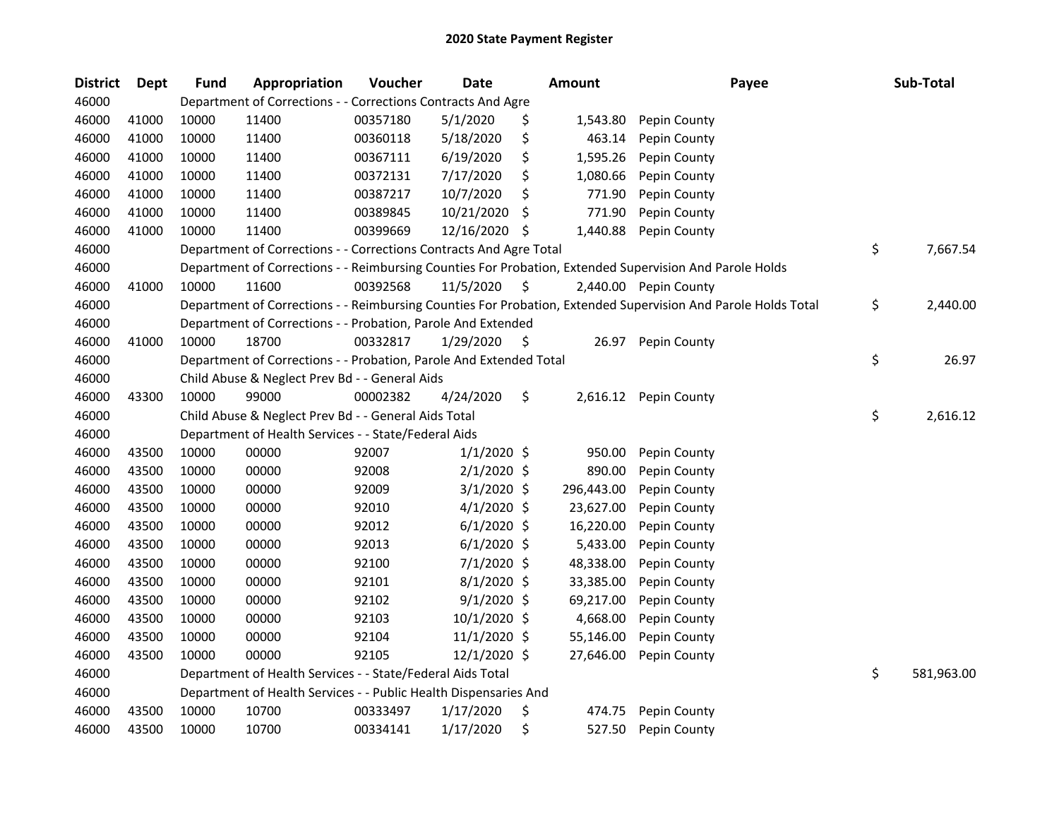## 2020 State Payment Register

| District | Dept | Fund | Appropriation | Voucher | Date | Amount | Payee | Sub-Total |
|---|---|---|---|---|---|---|---|---|
| 46000 | | Department of Corrections - - Corrections Contracts And Agre | | | | | | |
| 46000 | 41000 | 10000 | 11400 | 00357180 | 5/1/2020 | $ 1,543.80 | Pepin County | |
| 46000 | 41000 | 10000 | 11400 | 00360118 | 5/18/2020 | $ 463.14 | Pepin County | |
| 46000 | 41000 | 10000 | 11400 | 00367111 | 6/19/2020 | $ 1,595.26 | Pepin County | |
| 46000 | 41000 | 10000 | 11400 | 00372131 | 7/17/2020 | $ 1,080.66 | Pepin County | |
| 46000 | 41000 | 10000 | 11400 | 00387217 | 10/7/2020 | $ 771.90 | Pepin County | |
| 46000 | 41000 | 10000 | 11400 | 00389845 | 10/21/2020 | $ 771.90 | Pepin County | |
| 46000 | 41000 | 10000 | 11400 | 00399669 | 12/16/2020 | $ 1,440.88 | Pepin County | |
| 46000 | | Department of Corrections - - Corrections Contracts And Agre Total | | | | | | $ 7,667.54 |
| 46000 | | Department of Corrections - - Reimbursing Counties For Probation, Extended Supervision And Parole Holds | | | | | | |
| 46000 | 41000 | 10000 | 11600 | 00392568 | 11/5/2020 | $ 2,440.00 | Pepin County | |
| 46000 | | Department of Corrections - - Reimbursing Counties For Probation, Extended Supervision And Parole Holds Total | | | | | | $ 2,440.00 |
| 46000 | | Department of Corrections - - Probation, Parole And Extended | | | | | | |
| 46000 | 41000 | 10000 | 18700 | 00332817 | 1/29/2020 | $ 26.97 | Pepin County | |
| 46000 | | Department of Corrections - - Probation, Parole And Extended Total | | | | | | $ 26.97 |
| 46000 | | Child Abuse & Neglect Prev Bd - - General Aids | | | | | | |
| 46000 | 43300 | 10000 | 99000 | 00002382 | 4/24/2020 | $ 2,616.12 | Pepin County | |
| 46000 | | Child Abuse & Neglect Prev Bd - - General Aids Total | | | | | | $ 2,616.12 |
| 46000 | | Department of Health Services - - State/Federal Aids | | | | | | |
| 46000 | 43500 | 10000 | 00000 | 92007 | 1/1/2020 | $ 950.00 | Pepin County | |
| 46000 | 43500 | 10000 | 00000 | 92008 | 2/1/2020 | $ 890.00 | Pepin County | |
| 46000 | 43500 | 10000 | 00000 | 92009 | 3/1/2020 | $ 296,443.00 | Pepin County | |
| 46000 | 43500 | 10000 | 00000 | 92010 | 4/1/2020 | $ 23,627.00 | Pepin County | |
| 46000 | 43500 | 10000 | 00000 | 92012 | 6/1/2020 | $ 16,220.00 | Pepin County | |
| 46000 | 43500 | 10000 | 00000 | 92013 | 6/1/2020 | $ 5,433.00 | Pepin County | |
| 46000 | 43500 | 10000 | 00000 | 92100 | 7/1/2020 | $ 48,338.00 | Pepin County | |
| 46000 | 43500 | 10000 | 00000 | 92101 | 8/1/2020 | $ 33,385.00 | Pepin County | |
| 46000 | 43500 | 10000 | 00000 | 92102 | 9/1/2020 | $ 69,217.00 | Pepin County | |
| 46000 | 43500 | 10000 | 00000 | 92103 | 10/1/2020 | $ 4,668.00 | Pepin County | |
| 46000 | 43500 | 10000 | 00000 | 92104 | 11/1/2020 | $ 55,146.00 | Pepin County | |
| 46000 | 43500 | 10000 | 00000 | 92105 | 12/1/2020 | $ 27,646.00 | Pepin County | |
| 46000 | | Department of Health Services - - State/Federal Aids Total | | | | | | $ 581,963.00 |
| 46000 | | Department of Health Services - - Public Health Dispensaries And | | | | | | |
| 46000 | 43500 | 10000 | 10700 | 00333497 | 1/17/2020 | $ 474.75 | Pepin County | |
| 46000 | 43500 | 10000 | 10700 | 00334141 | 1/17/2020 | $ 527.50 | Pepin County | |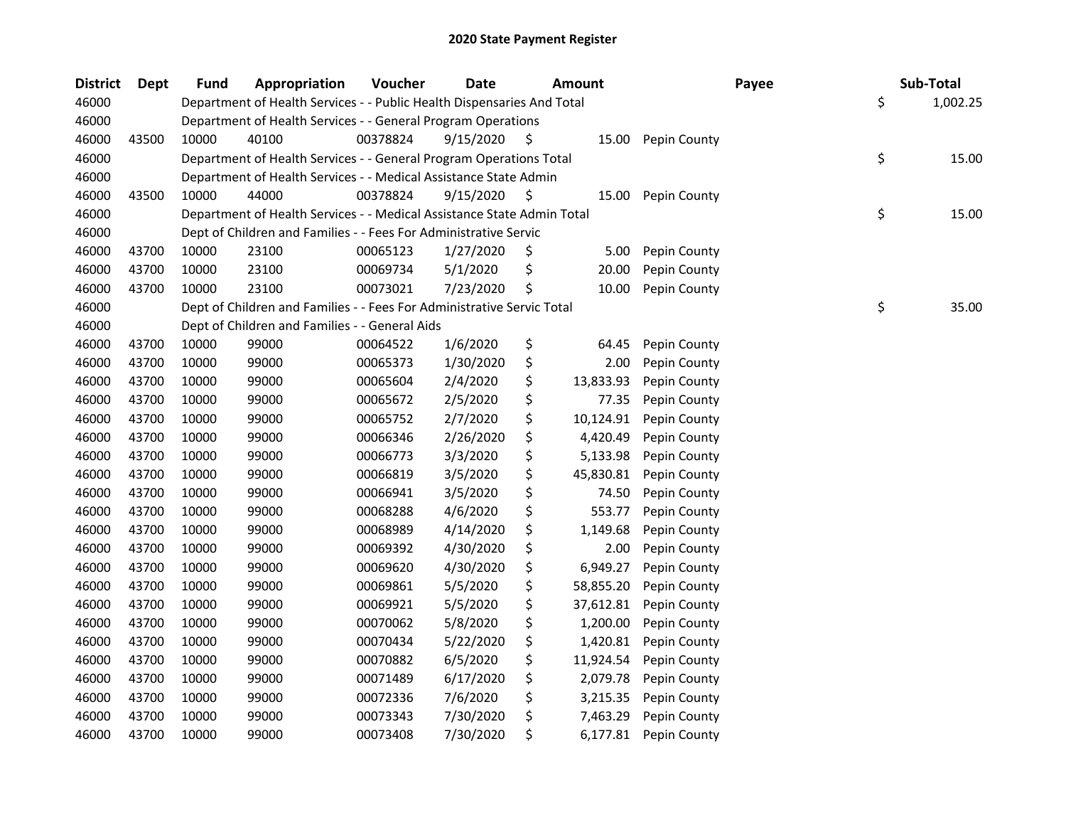# 2020 State Payment Register

| District | Dept | Fund | Appropriation | Voucher | Date | Amount | Payee | Sub-Total |
|---|---|---|---|---|---|---|---|---|
| 46000 | | Department of Health Services - - Public Health Dispensaries And Total | | | | | | $ 1,002.25 |
| 46000 | | Department of Health Services - - General Program Operations | | | | | | |
| 46000 | 43500 | 10000 | 40100 | 00378824 | 9/15/2020 | $ 15.00 | Pepin County | |
| 46000 | | Department of Health Services - - General Program Operations Total | | | | | | $ 15.00 |
| 46000 | | Department of Health Services - - Medical Assistance State Admin | | | | | | |
| 46000 | 43500 | 10000 | 44000 | 00378824 | 9/15/2020 | $ 15.00 | Pepin County | |
| 46000 | | Department of Health Services - - Medical Assistance State Admin Total | | | | | | $ 15.00 |
| 46000 | | Dept of Children and Families - - Fees For Administrative Servic | | | | | | |
| 46000 | 43700 | 10000 | 23100 | 00065123 | 1/27/2020 | $ 5.00 | Pepin County | |
| 46000 | 43700 | 10000 | 23100 | 00069734 | 5/1/2020 | $ 20.00 | Pepin County | |
| 46000 | 43700 | 10000 | 23100 | 00073021 | 7/23/2020 | $ 10.00 | Pepin County | |
| 46000 | | Dept of Children and Families - - Fees For Administrative Servic Total | | | | | | $ 35.00 |
| 46000 | | Dept of Children and Families - - General Aids | | | | | | |
| 46000 | 43700 | 10000 | 99000 | 00064522 | 1/6/2020 | $ 64.45 | Pepin County | |
| 46000 | 43700 | 10000 | 99000 | 00065373 | 1/30/2020 | $ 2.00 | Pepin County | |
| 46000 | 43700 | 10000 | 99000 | 00065604 | 2/4/2020 | $ 13,833.93 | Pepin County | |
| 46000 | 43700 | 10000 | 99000 | 00065672 | 2/5/2020 | $ 77.35 | Pepin County | |
| 46000 | 43700 | 10000 | 99000 | 00065752 | 2/7/2020 | $ 10,124.91 | Pepin County | |
| 46000 | 43700 | 10000 | 99000 | 00066346 | 2/26/2020 | $ 4,420.49 | Pepin County | |
| 46000 | 43700 | 10000 | 99000 | 00066773 | 3/3/2020 | $ 5,133.98 | Pepin County | |
| 46000 | 43700 | 10000 | 99000 | 00066819 | 3/5/2020 | $ 45,830.81 | Pepin County | |
| 46000 | 43700 | 10000 | 99000 | 00066941 | 3/5/2020 | $ 74.50 | Pepin County | |
| 46000 | 43700 | 10000 | 99000 | 00068288 | 4/6/2020 | $ 553.77 | Pepin County | |
| 46000 | 43700 | 10000 | 99000 | 00068989 | 4/14/2020 | $ 1,149.68 | Pepin County | |
| 46000 | 43700 | 10000 | 99000 | 00069392 | 4/30/2020 | $ 2.00 | Pepin County | |
| 46000 | 43700 | 10000 | 99000 | 00069620 | 4/30/2020 | $ 6,949.27 | Pepin County | |
| 46000 | 43700 | 10000 | 99000 | 00069861 | 5/5/2020 | $ 58,855.20 | Pepin County | |
| 46000 | 43700 | 10000 | 99000 | 00069921 | 5/5/2020 | $ 37,612.81 | Pepin County | |
| 46000 | 43700 | 10000 | 99000 | 00070062 | 5/8/2020 | $ 1,200.00 | Pepin County | |
| 46000 | 43700 | 10000 | 99000 | 00070434 | 5/22/2020 | $ 1,420.81 | Pepin County | |
| 46000 | 43700 | 10000 | 99000 | 00070882 | 6/5/2020 | $ 11,924.54 | Pepin County | |
| 46000 | 43700 | 10000 | 99000 | 00071489 | 6/17/2020 | $ 2,079.78 | Pepin County | |
| 46000 | 43700 | 10000 | 99000 | 00072336 | 7/6/2020 | $ 3,215.35 | Pepin County | |
| 46000 | 43700 | 10000 | 99000 | 00073343 | 7/30/2020 | $ 7,463.29 | Pepin County | |
| 46000 | 43700 | 10000 | 99000 | 00073408 | 7/30/2020 | $ 6,177.81 | Pepin County | |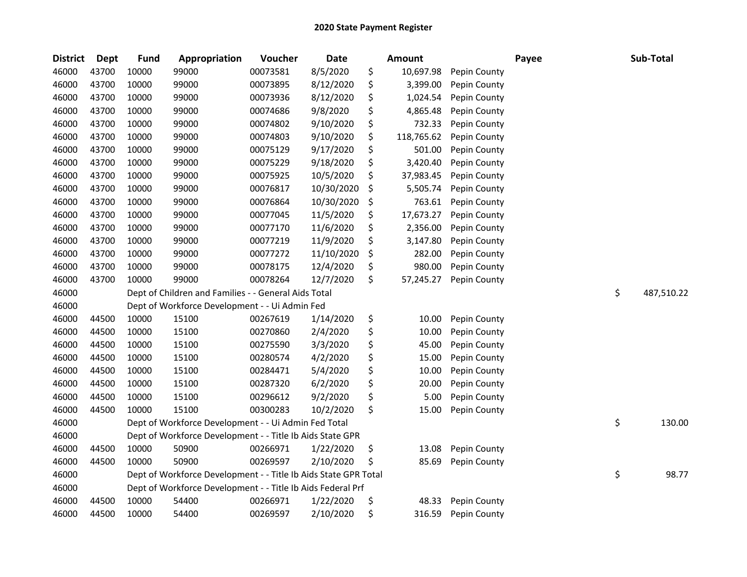# 2020 State Payment Register

| District | Dept | Fund | Appropriation | Voucher | Date | Amount | Payee | Sub-Total |
|---|---|---|---|---|---|---|---|---|
| 46000 | 43700 | 10000 | 99000 | 00073581 | 8/5/2020 | $ 10,697.98 | Pepin County | |
| 46000 | 43700 | 10000 | 99000 | 00073895 | 8/12/2020 | $ 3,399.00 | Pepin County | |
| 46000 | 43700 | 10000 | 99000 | 00073936 | 8/12/2020 | $ 1,024.54 | Pepin County | |
| 46000 | 43700 | 10000 | 99000 | 00074686 | 9/8/2020 | $ 4,865.48 | Pepin County | |
| 46000 | 43700 | 10000 | 99000 | 00074802 | 9/10/2020 | $ 732.33 | Pepin County | |
| 46000 | 43700 | 10000 | 99000 | 00074803 | 9/10/2020 | $ 118,765.62 | Pepin County | |
| 46000 | 43700 | 10000 | 99000 | 00075129 | 9/17/2020 | $ 501.00 | Pepin County | |
| 46000 | 43700 | 10000 | 99000 | 00075229 | 9/18/2020 | $ 3,420.40 | Pepin County | |
| 46000 | 43700 | 10000 | 99000 | 00075925 | 10/5/2020 | $ 37,983.45 | Pepin County | |
| 46000 | 43700 | 10000 | 99000 | 00076817 | 10/30/2020 | $ 5,505.74 | Pepin County | |
| 46000 | 43700 | 10000 | 99000 | 00076864 | 10/30/2020 | $ 763.61 | Pepin County | |
| 46000 | 43700 | 10000 | 99000 | 00077045 | 11/5/2020 | $ 17,673.27 | Pepin County | |
| 46000 | 43700 | 10000 | 99000 | 00077170 | 11/6/2020 | $ 2,356.00 | Pepin County | |
| 46000 | 43700 | 10000 | 99000 | 00077219 | 11/9/2020 | $ 3,147.80 | Pepin County | |
| 46000 | 43700 | 10000 | 99000 | 00077272 | 11/10/2020 | $ 282.00 | Pepin County | |
| 46000 | 43700 | 10000 | 99000 | 00078175 | 12/4/2020 | $ 980.00 | Pepin County | |
| 46000 | 43700 | 10000 | 99000 | 00078264 | 12/7/2020 | $ 57,245.27 | Pepin County | |
| 46000 | | Dept of Children and Families - - General Aids Total | | | | | | $ 487,510.22 |
| 46000 | | Dept of Workforce Development - - Ui Admin Fed | | | | | | |
| 46000 | 44500 | 10000 | 15100 | 00267619 | 1/14/2020 | $ 10.00 | Pepin County | |
| 46000 | 44500 | 10000 | 15100 | 00270860 | 2/4/2020 | $ 10.00 | Pepin County | |
| 46000 | 44500 | 10000 | 15100 | 00275590 | 3/3/2020 | $ 45.00 | Pepin County | |
| 46000 | 44500 | 10000 | 15100 | 00280574 | 4/2/2020 | $ 15.00 | Pepin County | |
| 46000 | 44500 | 10000 | 15100 | 00284471 | 5/4/2020 | $ 10.00 | Pepin County | |
| 46000 | 44500 | 10000 | 15100 | 00287320 | 6/2/2020 | $ 20.00 | Pepin County | |
| 46000 | 44500 | 10000 | 15100 | 00296612 | 9/2/2020 | $ 5.00 | Pepin County | |
| 46000 | 44500 | 10000 | 15100 | 00300283 | 10/2/2020 | $ 15.00 | Pepin County | |
| 46000 | | Dept of Workforce Development - - Ui Admin Fed Total | | | | | | $ 130.00 |
| 46000 | | Dept of Workforce Development - - Title Ib Aids State GPR | | | | | | |
| 46000 | 44500 | 10000 | 50900 | 00266971 | 1/22/2020 | $ 13.08 | Pepin County | |
| 46000 | 44500 | 10000 | 50900 | 00269597 | 2/10/2020 | $ 85.69 | Pepin County | |
| 46000 | | Dept of Workforce Development - - Title Ib Aids State GPR Total | | | | | | $ 98.77 |
| 46000 | | Dept of Workforce Development - - Title Ib Aids Federal Prf | | | | | | |
| 46000 | 44500 | 10000 | 54400 | 00266971 | 1/22/2020 | $ 48.33 | Pepin County | |
| 46000 | 44500 | 10000 | 54400 | 00269597 | 2/10/2020 | $ 316.59 | Pepin County | |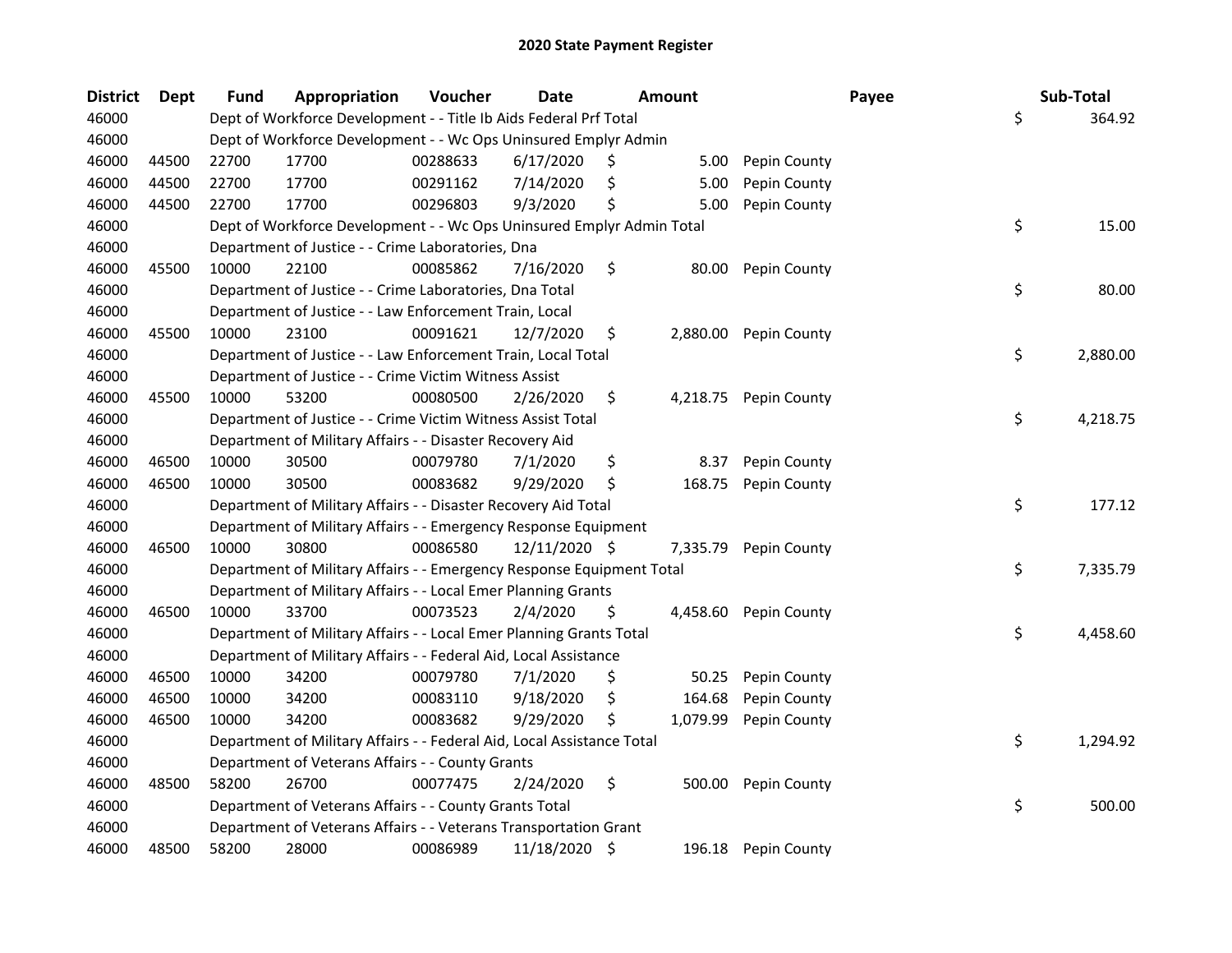# 2020 State Payment Register

| District | Dept | Fund | Appropriation | Voucher | Date | Amount | Payee | Sub-Total |
|---|---|---|---|---|---|---|---|---|
| 46000 | | Dept of Workforce Development - - Title Ib Aids Federal Prf Total | | | | | | $ 364.92 |
| 46000 | | Dept of Workforce Development - - Wc Ops Uninsured Emplyr Admin | | | | | | |
| 46000 | 44500 | 22700 | 17700 | 00288633 | 6/17/2020 | $ 5.00 | Pepin County | |
| 46000 | 44500 | 22700 | 17700 | 00291162 | 7/14/2020 | $ 5.00 | Pepin County | |
| 46000 | 44500 | 22700 | 17700 | 00296803 | 9/3/2020 | $ 5.00 | Pepin County | |
| 46000 | | Dept of Workforce Development - - Wc Ops Uninsured Emplyr Admin Total | | | | | | $ 15.00 |
| 46000 | | Department of Justice - - Crime Laboratories, Dna | | | | | | |
| 46000 | 45500 | 10000 | 22100 | 00085862 | 7/16/2020 | $ 80.00 | Pepin County | |
| 46000 | | Department of Justice - - Crime Laboratories, Dna Total | | | | | | $ 80.00 |
| 46000 | | Department of Justice - - Law Enforcement Train, Local | | | | | | |
| 46000 | 45500 | 10000 | 23100 | 00091621 | 12/7/2020 | $ 2,880.00 | Pepin County | |
| 46000 | | Department of Justice - - Law Enforcement Train, Local Total | | | | | | $ 2,880.00 |
| 46000 | | Department of Justice - - Crime Victim Witness Assist | | | | | | |
| 46000 | 45500 | 10000 | 53200 | 00080500 | 2/26/2020 | $ 4,218.75 | Pepin County | |
| 46000 | | Department of Justice - - Crime Victim Witness Assist Total | | | | | | $ 4,218.75 |
| 46000 | | Department of Military Affairs - - Disaster Recovery Aid | | | | | | |
| 46000 | 46500 | 10000 | 30500 | 00079780 | 7/1/2020 | $ 8.37 | Pepin County | |
| 46000 | 46500 | 10000 | 30500 | 00083682 | 9/29/2020 | $ 168.75 | Pepin County | |
| 46000 | | Department of Military Affairs - - Disaster Recovery Aid Total | | | | | | $ 177.12 |
| 46000 | | Department of Military Affairs - - Emergency Response Equipment | | | | | | |
| 46000 | 46500 | 10000 | 30800 | 00086580 | 12/11/2020 | $ 7,335.79 | Pepin County | |
| 46000 | | Department of Military Affairs - - Emergency Response Equipment Total | | | | | | $ 7,335.79 |
| 46000 | | Department of Military Affairs - - Local Emer Planning Grants | | | | | | |
| 46000 | 46500 | 10000 | 33700 | 00073523 | 2/4/2020 | $ 4,458.60 | Pepin County | |
| 46000 | | Department of Military Affairs - - Local Emer Planning Grants Total | | | | | | $ 4,458.60 |
| 46000 | | Department of Military Affairs - - Federal Aid, Local Assistance | | | | | | |
| 46000 | 46500 | 10000 | 34200 | 00079780 | 7/1/2020 | $ 50.25 | Pepin County | |
| 46000 | 46500 | 10000 | 34200 | 00083110 | 9/18/2020 | $ 164.68 | Pepin County | |
| 46000 | 46500 | 10000 | 34200 | 00083682 | 9/29/2020 | $ 1,079.99 | Pepin County | |
| 46000 | | Department of Military Affairs - - Federal Aid, Local Assistance Total | | | | | | $ 1,294.92 |
| 46000 | | Department of Veterans Affairs - - County Grants | | | | | | |
| 46000 | 48500 | 58200 | 26700 | 00077475 | 2/24/2020 | $ 500.00 | Pepin County | |
| 46000 | | Department of Veterans Affairs - - County Grants Total | | | | | | $ 500.00 |
| 46000 | | Department of Veterans Affairs - - Veterans Transportation Grant | | | | | | |
| 46000 | 48500 | 58200 | 28000 | 00086989 | 11/18/2020 | $ 196.18 | Pepin County | |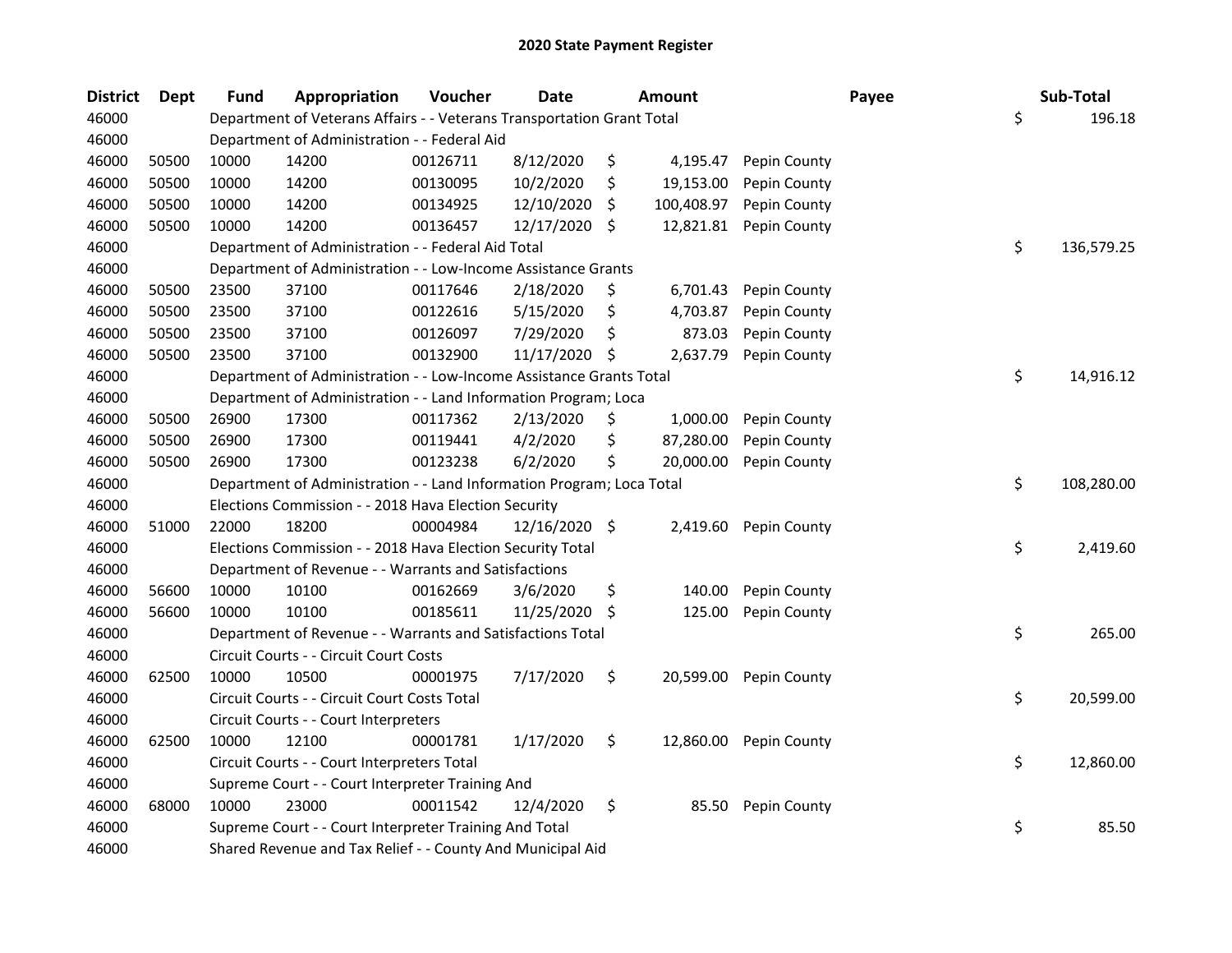# 2020 State Payment Register

| District | Dept | Fund | Appropriation | Voucher | Date | Amount | Payee | Sub-Total |
|---|---|---|---|---|---|---|---|---|
| 46000 | | Department of Veterans Affairs - - Veterans Transportation Grant Total | | | | | | $ 196.18 |
| 46000 | | Department of Administration - - Federal Aid | | | | | | |
| 46000 | 50500 | 10000 | 14200 | 00126711 | 8/12/2020 | $ 4,195.47 | Pepin County | |
| 46000 | 50500 | 10000 | 14200 | 00130095 | 10/2/2020 | $ 19,153.00 | Pepin County | |
| 46000 | 50500 | 10000 | 14200 | 00134925 | 12/10/2020 | $ 100,408.97 | Pepin County | |
| 46000 | 50500 | 10000 | 14200 | 00136457 | 12/17/2020 | $ 12,821.81 | Pepin County | |
| 46000 | | Department of Administration - - Federal Aid Total | | | | | | $ 136,579.25 |
| 46000 | | Department of Administration - - Low-Income Assistance Grants | | | | | | |
| 46000 | 50500 | 23500 | 37100 | 00117646 | 2/18/2020 | $ 6,701.43 | Pepin County | |
| 46000 | 50500 | 23500 | 37100 | 00122616 | 5/15/2020 | $ 4,703.87 | Pepin County | |
| 46000 | 50500 | 23500 | 37100 | 00126097 | 7/29/2020 | $ 873.03 | Pepin County | |
| 46000 | 50500 | 23500 | 37100 | 00132900 | 11/17/2020 | $ 2,637.79 | Pepin County | |
| 46000 | | Department of Administration - - Low-Income Assistance Grants Total | | | | | | $ 14,916.12 |
| 46000 | | Department of Administration - - Land Information Program; Loca | | | | | | |
| 46000 | 50500 | 26900 | 17300 | 00117362 | 2/13/2020 | $ 1,000.00 | Pepin County | |
| 46000 | 50500 | 26900 | 17300 | 00119441 | 4/2/2020 | $ 87,280.00 | Pepin County | |
| 46000 | 50500 | 26900 | 17300 | 00123238 | 6/2/2020 | $ 20,000.00 | Pepin County | |
| 46000 | | Department of Administration - - Land Information Program; Loca Total | | | | | | $ 108,280.00 |
| 46000 | | Elections Commission - - 2018 Hava Election Security | | | | | | |
| 46000 | 51000 | 22000 | 18200 | 00004984 | 12/16/2020 | $ 2,419.60 | Pepin County | |
| 46000 | | Elections Commission - - 2018 Hava Election Security Total | | | | | | $ 2,419.60 |
| 46000 | | Department of Revenue - - Warrants and Satisfactions | | | | | | |
| 46000 | 56600 | 10000 | 10100 | 00162669 | 3/6/2020 | $ 140.00 | Pepin County | |
| 46000 | 56600 | 10000 | 10100 | 00185611 | 11/25/2020 | $ 125.00 | Pepin County | |
| 46000 | | Department of Revenue - - Warrants and Satisfactions Total | | | | | | $ 265.00 |
| 46000 | | Circuit Courts - - Circuit Court Costs | | | | | | |
| 46000 | 62500 | 10000 | 10500 | 00001975 | 7/17/2020 | $ 20,599.00 | Pepin County | |
| 46000 | | Circuit Courts - - Circuit Court Costs Total | | | | | | $ 20,599.00 |
| 46000 | | Circuit Courts - - Court Interpreters | | | | | | |
| 46000 | 62500 | 10000 | 12100 | 00001781 | 1/17/2020 | $ 12,860.00 | Pepin County | |
| 46000 | | Circuit Courts - - Court Interpreters Total | | | | | | $ 12,860.00 |
| 46000 | | Supreme Court - - Court Interpreter Training And | | | | | | |
| 46000 | 68000 | 10000 | 23000 | 00011542 | 12/4/2020 | $ 85.50 | Pepin County | |
| 46000 | | Supreme Court - - Court Interpreter Training And Total | | | | | | $ 85.50 |
| 46000 | | Shared Revenue and Tax Relief - - County And Municipal Aid | | | | | | |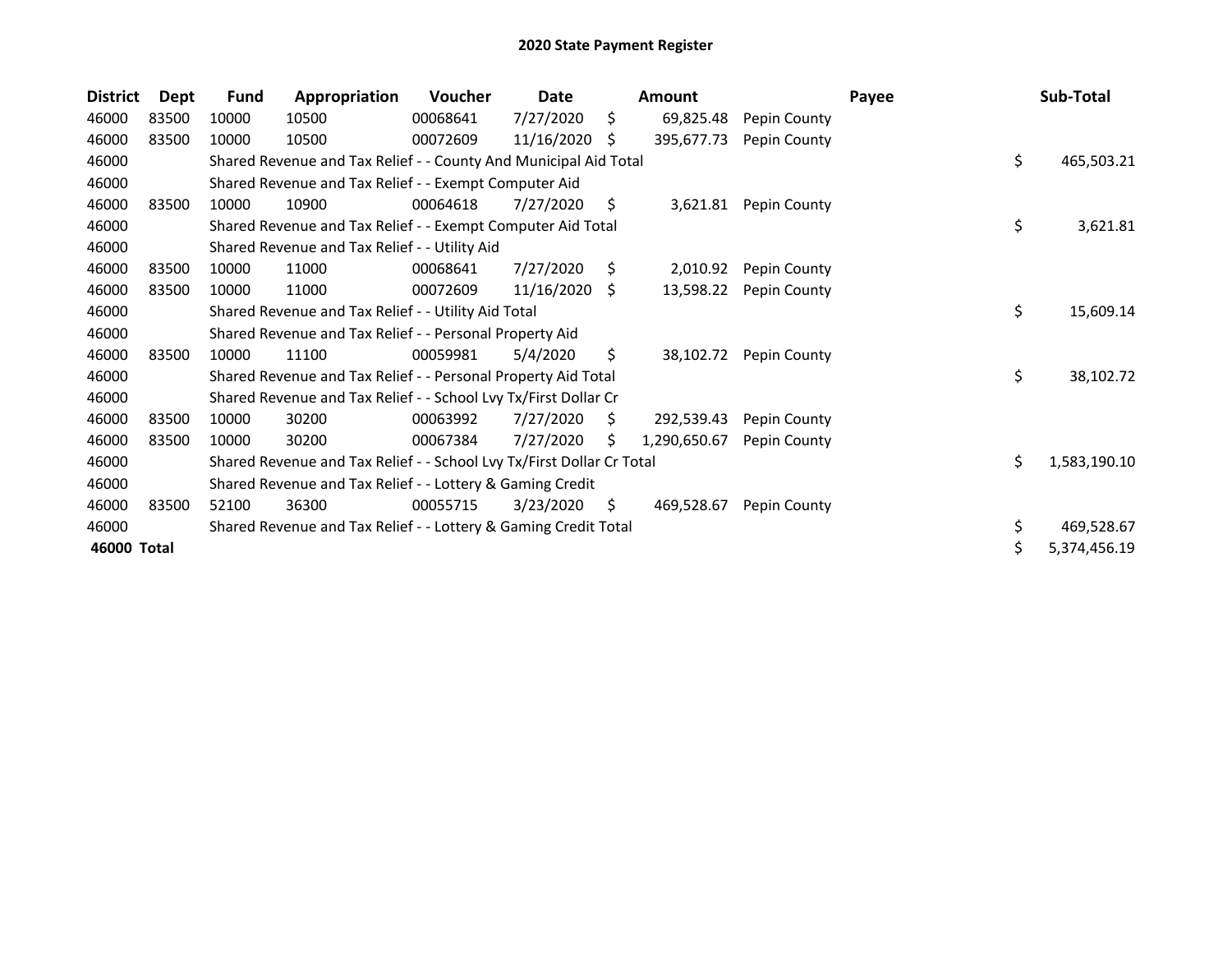# 2020 State Payment Register

| District | Dept | Fund | Appropriation | Voucher | Date | Amount | Payee | Sub-Total |
|---|---|---|---|---|---|---|---|---|
| 46000 | 83500 | 10000 | 10500 | 00068641 | 7/27/2020 | $ 69,825.48 | Pepin County | |
| 46000 | 83500 | 10000 | 10500 | 00072609 | 11/16/2020 | $ 395,677.73 | Pepin County | |
| 46000 | | Shared Revenue and Tax Relief - - County And Municipal Aid Total | | | | | | $ 465,503.21 |
| 46000 | | Shared Revenue and Tax Relief - - Exempt Computer Aid | | | | | | |
| 46000 | 83500 | 10000 | 10900 | 00064618 | 7/27/2020 | $ 3,621.81 | Pepin County | |
| 46000 | | Shared Revenue and Tax Relief - - Exempt Computer Aid Total | | | | | | $ 3,621.81 |
| 46000 | | Shared Revenue and Tax Relief - - Utility Aid | | | | | | |
| 46000 | 83500 | 10000 | 11000 | 00068641 | 7/27/2020 | $ 2,010.92 | Pepin County | |
| 46000 | 83500 | 10000 | 11000 | 00072609 | 11/16/2020 | $ 13,598.22 | Pepin County | |
| 46000 | | Shared Revenue and Tax Relief - - Utility Aid Total | | | | | | $ 15,609.14 |
| 46000 | | Shared Revenue and Tax Relief - - Personal Property Aid | | | | | | |
| 46000 | 83500 | 10000 | 11100 | 00059981 | 5/4/2020 | $ 38,102.72 | Pepin County | |
| 46000 | | Shared Revenue and Tax Relief - - Personal Property Aid Total | | | | | | $ 38,102.72 |
| 46000 | | Shared Revenue and Tax Relief - - School Lvy Tx/First Dollar Cr | | | | | | |
| 46000 | 83500 | 10000 | 30200 | 00063992 | 7/27/2020 | $ 292,539.43 | Pepin County | |
| 46000 | 83500 | 10000 | 30200 | 00067384 | 7/27/2020 | $ 1,290,650.67 | Pepin County | |
| 46000 | | Shared Revenue and Tax Relief - - School Lvy Tx/First Dollar Cr Total | | | | | | $ 1,583,190.10 |
| 46000 | | Shared Revenue and Tax Relief - - Lottery & Gaming Credit | | | | | | |
| 46000 | 83500 | 52100 | 36300 | 00055715 | 3/23/2020 | $ 469,528.67 | Pepin County | |
| 46000 | | Shared Revenue and Tax Relief - - Lottery & Gaming Credit Total | | | | | | $ 469,528.67 |
| **46000 Total** | | | | | | | | $ 5,374,456.19 |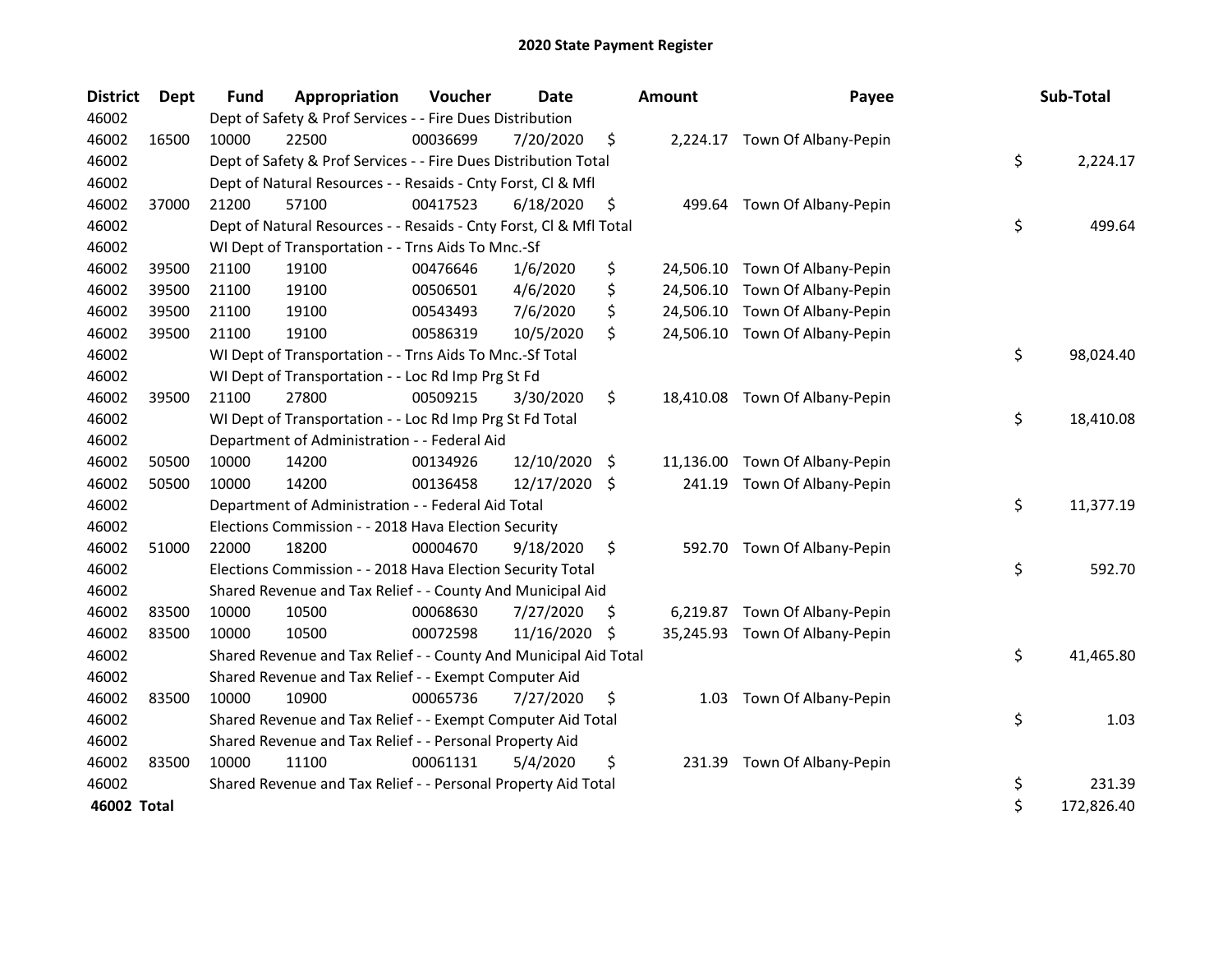# 2020 State Payment Register

| District | Dept | Fund | Appropriation | Voucher | Date | Amount | Payee | Sub-Total |
|---|---|---|---|---|---|---|---|---|
| 46002 | | Dept of Safety & Prof Services - - Fire Dues Distribution | | | | | | |
| 46002 | 16500 | 10000 | 22500 | 00036699 | 7/20/2020 | $ 2,224.17 | Town Of Albany-Pepin | |
| 46002 | | Dept of Safety & Prof Services - - Fire Dues Distribution Total | | | | | | $ 2,224.17 |
| 46002 | | Dept of Natural Resources - - Resaids - Cnty Forst, Cl & Mfl | | | | | | |
| 46002 | 37000 | 21200 | 57100 | 00417523 | 6/18/2020 | $ 499.64 | Town Of Albany-Pepin | |
| 46002 | | Dept of Natural Resources - - Resaids - Cnty Forst, Cl & Mfl Total | | | | | | $ 499.64 |
| 46002 | | WI Dept of Transportation - - Trns Aids To Mnc.-Sf | | | | | | |
| 46002 | 39500 | 21100 | 19100 | 00476646 | 1/6/2020 | $ 24,506.10 | Town Of Albany-Pepin | |
| 46002 | 39500 | 21100 | 19100 | 00506501 | 4/6/2020 | $ 24,506.10 | Town Of Albany-Pepin | |
| 46002 | 39500 | 21100 | 19100 | 00543493 | 7/6/2020 | $ 24,506.10 | Town Of Albany-Pepin | |
| 46002 | 39500 | 21100 | 19100 | 00586319 | 10/5/2020 | $ 24,506.10 | Town Of Albany-Pepin | |
| 46002 | | WI Dept of Transportation - - Trns Aids To Mnc.-Sf Total | | | | | | $ 98,024.40 |
| 46002 | | WI Dept of Transportation - - Loc Rd Imp Prg St Fd | | | | | | |
| 46002 | 39500 | 21100 | 27800 | 00509215 | 3/30/2020 | $ 18,410.08 | Town Of Albany-Pepin | |
| 46002 | | WI Dept of Transportation - - Loc Rd Imp Prg St Fd Total | | | | | | $ 18,410.08 |
| 46002 | | Department of Administration - - Federal Aid | | | | | | |
| 46002 | 50500 | 10000 | 14200 | 00134926 | 12/10/2020 | $ 11,136.00 | Town Of Albany-Pepin | |
| 46002 | 50500 | 10000 | 14200 | 00136458 | 12/17/2020 | $ 241.19 | Town Of Albany-Pepin | |
| 46002 | | Department of Administration - - Federal Aid Total | | | | | | $ 11,377.19 |
| 46002 | | Elections Commission - - 2018 Hava Election Security | | | | | | |
| 46002 | 51000 | 22000 | 18200 | 00004670 | 9/18/2020 | $ 592.70 | Town Of Albany-Pepin | |
| 46002 | | Elections Commission - - 2018 Hava Election Security Total | | | | | | $ 592.70 |
| 46002 | | Shared Revenue and Tax Relief - - County And Municipal Aid | | | | | | |
| 46002 | 83500 | 10000 | 10500 | 00068630 | 7/27/2020 | $ 6,219.87 | Town Of Albany-Pepin | |
| 46002 | 83500 | 10000 | 10500 | 00072598 | 11/16/2020 | $ 35,245.93 | Town Of Albany-Pepin | |
| 46002 | | Shared Revenue and Tax Relief - - County And Municipal Aid Total | | | | | | $ 41,465.80 |
| 46002 | | Shared Revenue and Tax Relief - - Exempt Computer Aid | | | | | | |
| 46002 | 83500 | 10000 | 10900 | 00065736 | 7/27/2020 | $ 1.03 | Town Of Albany-Pepin | |
| 46002 | | Shared Revenue and Tax Relief - - Exempt Computer Aid Total | | | | | | $ 1.03 |
| 46002 | | Shared Revenue and Tax Relief - - Personal Property Aid | | | | | | |
| 46002 | 83500 | 10000 | 11100 | 00061131 | 5/4/2020 | $ 231.39 | Town Of Albany-Pepin | |
| 46002 | | Shared Revenue and Tax Relief - - Personal Property Aid Total | | | | | | $ 231.39 |
| **46002 Total** | | | | | | | | $ 172,826.40 |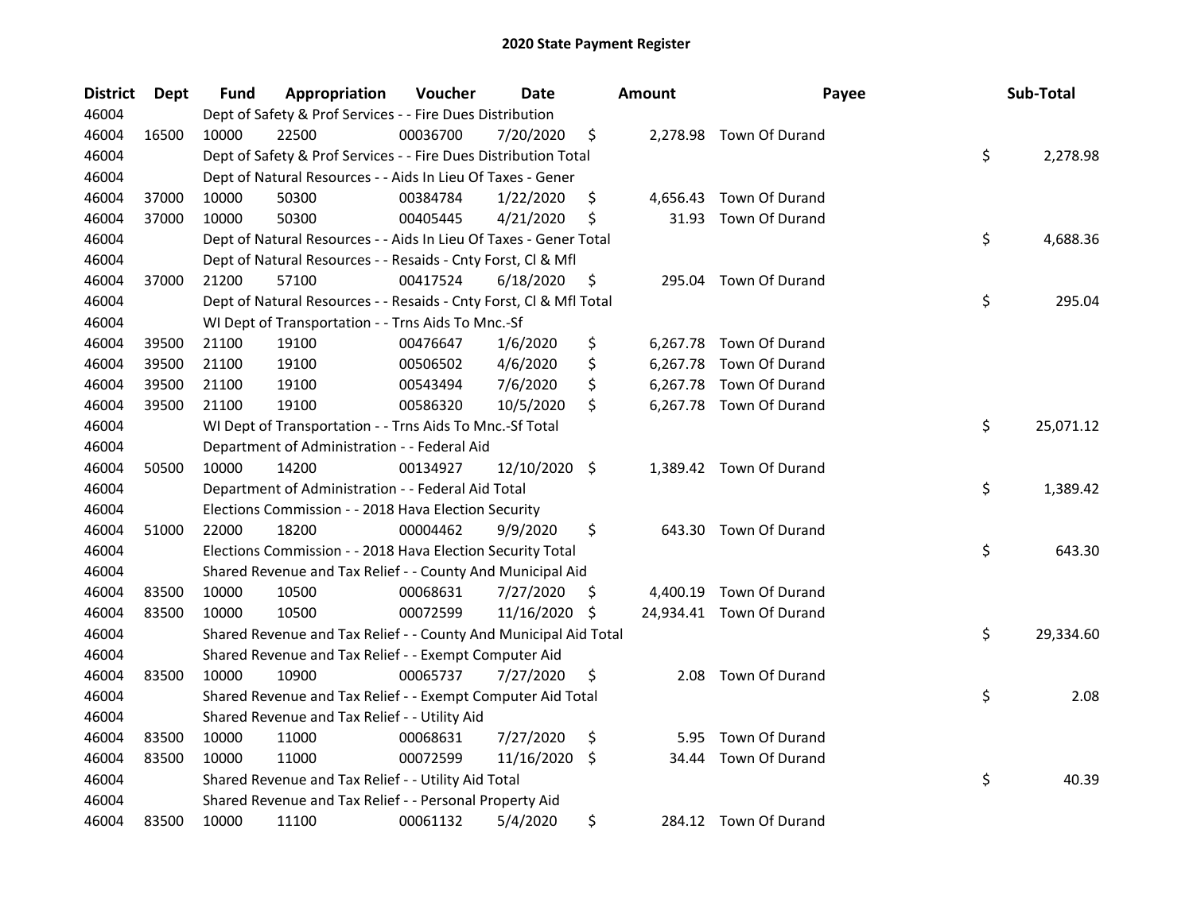# 2020 State Payment Register

| District | Dept | Fund | Appropriation | Voucher | Date | Amount | Payee | Sub-Total |
|---|---|---|---|---|---|---|---|---|
| 46004 | | Dept of Safety & Prof Services - - Fire Dues Distribution | | | | | | |
| 46004 | 16500 | 10000 | 22500 | 00036700 | 7/20/2020 | $ 2,278.98 | Town Of Durand | |
| 46004 | | Dept of Safety & Prof Services - - Fire Dues Distribution Total | | | | | | $ 2,278.98 |
| 46004 | | Dept of Natural Resources - - Aids In Lieu Of Taxes - Gener | | | | | | |
| 46004 | 37000 | 10000 | 50300 | 00384784 | 1/22/2020 | $ 4,656.43 | Town Of Durand | |
| 46004 | 37000 | 10000 | 50300 | 00405445 | 4/21/2020 | $ 31.93 | Town Of Durand | |
| 46004 | | Dept of Natural Resources - - Aids In Lieu Of Taxes - Gener Total | | | | | | $ 4,688.36 |
| 46004 | | Dept of Natural Resources - - Resaids - Cnty Forst, Cl & Mfl | | | | | | |
| 46004 | 37000 | 21200 | 57100 | 00417524 | 6/18/2020 | $ 295.04 | Town Of Durand | |
| 46004 | | Dept of Natural Resources - - Resaids - Cnty Forst, Cl & Mfl Total | | | | | | $ 295.04 |
| 46004 | | WI Dept of Transportation - - Trns Aids To Mnc.-Sf | | | | | | |
| 46004 | 39500 | 21100 | 19100 | 00476647 | 1/6/2020 | $ 6,267.78 | Town Of Durand | |
| 46004 | 39500 | 21100 | 19100 | 00506502 | 4/6/2020 | $ 6,267.78 | Town Of Durand | |
| 46004 | 39500 | 21100 | 19100 | 00543494 | 7/6/2020 | $ 6,267.78 | Town Of Durand | |
| 46004 | 39500 | 21100 | 19100 | 00586320 | 10/5/2020 | $ 6,267.78 | Town Of Durand | |
| 46004 | | WI Dept of Transportation - - Trns Aids To Mnc.-Sf Total | | | | | | $ 25,071.12 |
| 46004 | | Department of Administration - - Federal Aid | | | | | | |
| 46004 | 50500 | 10000 | 14200 | 00134927 | 12/10/2020 | $ 1,389.42 | Town Of Durand | |
| 46004 | | Department of Administration - - Federal Aid Total | | | | | | $ 1,389.42 |
| 46004 | | Elections Commission - - 2018 Hava Election Security | | | | | | |
| 46004 | 51000 | 22000 | 18200 | 00004462 | 9/9/2020 | $ 643.30 | Town Of Durand | |
| 46004 | | Elections Commission - - 2018 Hava Election Security Total | | | | | | $ 643.30 |
| 46004 | | Shared Revenue and Tax Relief - - County And Municipal Aid | | | | | | |
| 46004 | 83500 | 10000 | 10500 | 00068631 | 7/27/2020 | $ 4,400.19 | Town Of Durand | |
| 46004 | 83500 | 10000 | 10500 | 00072599 | 11/16/2020 | $ 24,934.41 | Town Of Durand | |
| 46004 | | Shared Revenue and Tax Relief - - County And Municipal Aid Total | | | | | | $ 29,334.60 |
| 46004 | | Shared Revenue and Tax Relief - - Exempt Computer Aid | | | | | | |
| 46004 | 83500 | 10000 | 10900 | 00065737 | 7/27/2020 | $ 2.08 | Town Of Durand | |
| 46004 | | Shared Revenue and Tax Relief - - Exempt Computer Aid Total | | | | | | $ 2.08 |
| 46004 | | Shared Revenue and Tax Relief - - Utility Aid | | | | | | |
| 46004 | 83500 | 10000 | 11000 | 00068631 | 7/27/2020 | $ 5.95 | Town Of Durand | |
| 46004 | 83500 | 10000 | 11000 | 00072599 | 11/16/2020 | $ 34.44 | Town Of Durand | |
| 46004 | | Shared Revenue and Tax Relief - - Utility Aid Total | | | | | | $ 40.39 |
| 46004 | | Shared Revenue and Tax Relief - - Personal Property Aid | | | | | | |
| 46004 | 83500 | 10000 | 11100 | 00061132 | 5/4/2020 | $ 284.12 | Town Of Durand | |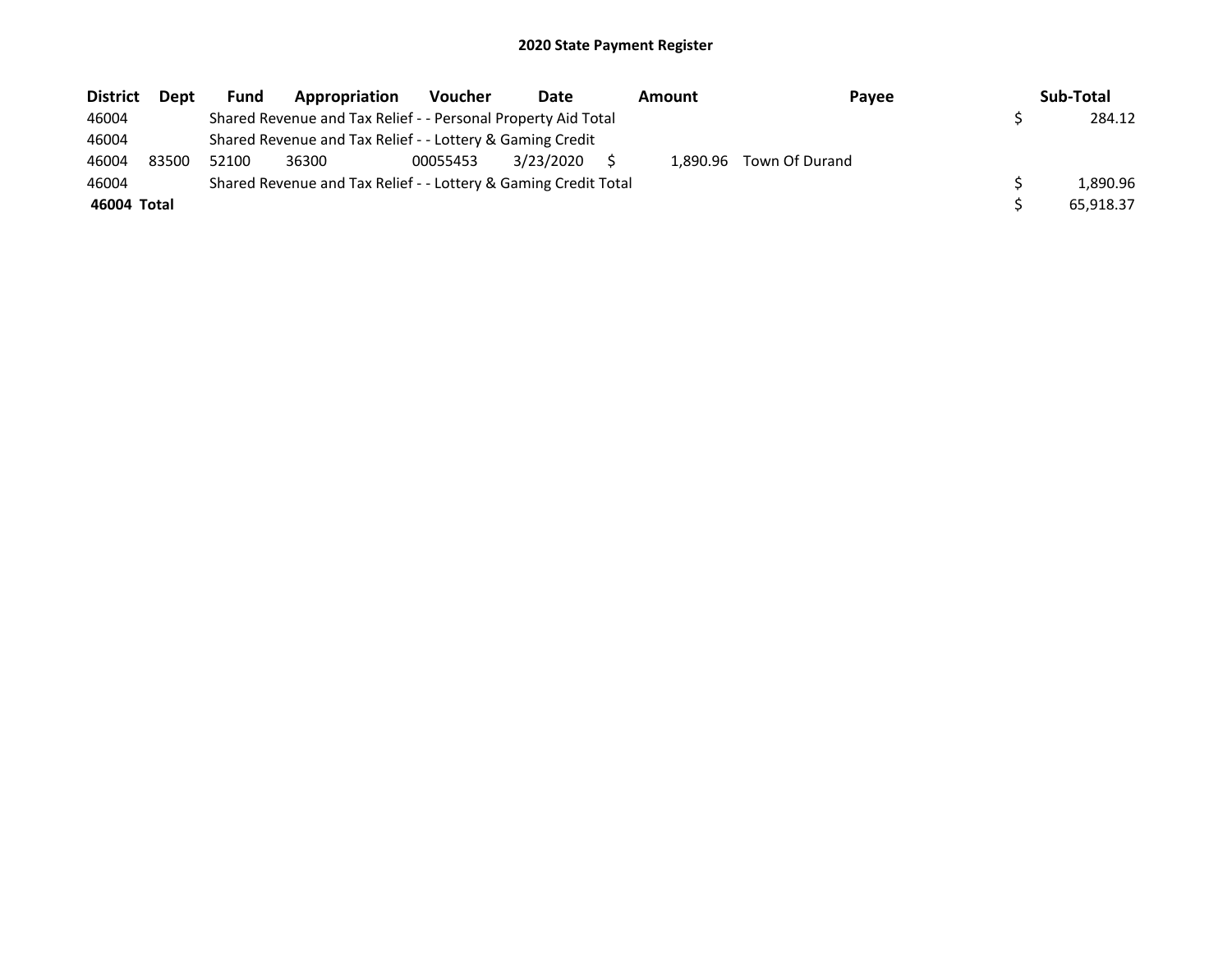## 2020 State Payment Register

| District | Dept | Fund | Appropriation | Voucher | Date | Amount | Payee | Sub-Total |
|---|---|---|---|---|---|---|---|---|
| 46004 | | Shared Revenue and Tax Relief - - Personal Property Aid Total | | | | | | $ 284.12 |
| 46004 | | Shared Revenue and Tax Relief - - Lottery & Gaming Credit | | | | | | |
| 46004 | 83500 | 52100 | 36300 | 00055453 | 3/23/2020 | $ 1,890.96 | Town Of Durand | |
| 46004 | | Shared Revenue and Tax Relief - - Lottery & Gaming Credit Total | | | | | | $ 1,890.96 |
| **46004 Total** | | | | | | | | $ 65,918.37 |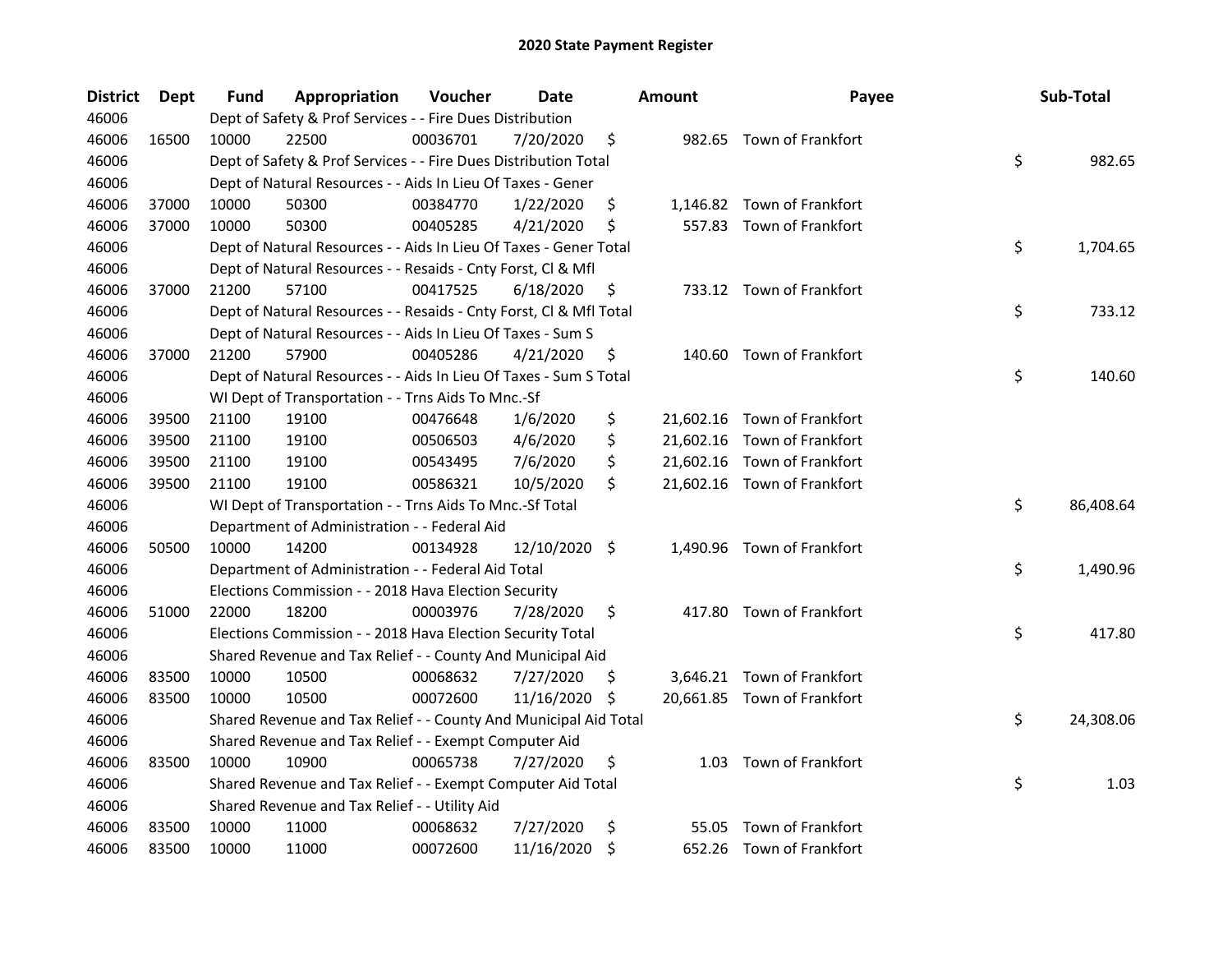# 2020 State Payment Register

| District | Dept | Fund | Appropriation | Voucher | Date | Amount | Payee | Sub-Total |
|---|---|---|---|---|---|---|---|---|
| 46006 | | Dept of Safety & Prof Services - - Fire Dues Distribution | | | | | | |
| 46006 | 16500 | 10000 | 22500 | 00036701 | 7/20/2020 | $ 982.65 | Town of Frankfort | |
| 46006 | | Dept of Safety & Prof Services - - Fire Dues Distribution Total | | | | | | $ 982.65 |
| 46006 | | Dept of Natural Resources - - Aids In Lieu Of Taxes - Gener | | | | | | |
| 46006 | 37000 | 10000 | 50300 | 00384770 | 1/22/2020 | $ 1,146.82 | Town of Frankfort | |
| 46006 | 37000 | 10000 | 50300 | 00405285 | 4/21/2020 | $ 557.83 | Town of Frankfort | |
| 46006 | | Dept of Natural Resources - - Aids In Lieu Of Taxes - Gener Total | | | | | | $ 1,704.65 |
| 46006 | | Dept of Natural Resources - - Resaids - Cnty Forst, Cl & Mfl | | | | | | |
| 46006 | 37000 | 21200 | 57100 | 00417525 | 6/18/2020 | $ 733.12 | Town of Frankfort | |
| 46006 | | Dept of Natural Resources - - Resaids - Cnty Forst, Cl & Mfl Total | | | | | | $ 733.12 |
| 46006 | | Dept of Natural Resources - - Aids In Lieu Of Taxes - Sum S | | | | | | |
| 46006 | 37000 | 21200 | 57900 | 00405286 | 4/21/2020 | $ 140.60 | Town of Frankfort | |
| 46006 | | Dept of Natural Resources - - Aids In Lieu Of Taxes - Sum S Total | | | | | | $ 140.60 |
| 46006 | | WI Dept of Transportation - - Trns Aids To Mnc.-Sf | | | | | | |
| 46006 | 39500 | 21100 | 19100 | 00476648 | 1/6/2020 | $ 21,602.16 | Town of Frankfort | |
| 46006 | 39500 | 21100 | 19100 | 00506503 | 4/6/2020 | $ 21,602.16 | Town of Frankfort | |
| 46006 | 39500 | 21100 | 19100 | 00543495 | 7/6/2020 | $ 21,602.16 | Town of Frankfort | |
| 46006 | 39500 | 21100 | 19100 | 00586321 | 10/5/2020 | $ 21,602.16 | Town of Frankfort | |
| 46006 | | WI Dept of Transportation - - Trns Aids To Mnc.-Sf Total | | | | | | $ 86,408.64 |
| 46006 | | Department of Administration - - Federal Aid | | | | | | |
| 46006 | 50500 | 10000 | 14200 | 00134928 | 12/10/2020 | $ 1,490.96 | Town of Frankfort | |
| 46006 | | Department of Administration - - Federal Aid Total | | | | | | $ 1,490.96 |
| 46006 | | Elections Commission - - 2018 Hava Election Security | | | | | | |
| 46006 | 51000 | 22000 | 18200 | 00003976 | 7/28/2020 | $ 417.80 | Town of Frankfort | |
| 46006 | | Elections Commission - - 2018 Hava Election Security Total | | | | | | $ 417.80 |
| 46006 | | Shared Revenue and Tax Relief - - County And Municipal Aid | | | | | | |
| 46006 | 83500 | 10000 | 10500 | 00068632 | 7/27/2020 | $ 3,646.21 | Town of Frankfort | |
| 46006 | 83500 | 10000 | 10500 | 00072600 | 11/16/2020 | $ 20,661.85 | Town of Frankfort | |
| 46006 | | Shared Revenue and Tax Relief - - County And Municipal Aid Total | | | | | | $ 24,308.06 |
| 46006 | | Shared Revenue and Tax Relief - - Exempt Computer Aid | | | | | | |
| 46006 | 83500 | 10000 | 10900 | 00065738 | 7/27/2020 | $ 1.03 | Town of Frankfort | |
| 46006 | | Shared Revenue and Tax Relief - - Exempt Computer Aid Total | | | | | | $ 1.03 |
| 46006 | | Shared Revenue and Tax Relief - - Utility Aid | | | | | | |
| 46006 | 83500 | 10000 | 11000 | 00068632 | 7/27/2020 | $ 55.05 | Town of Frankfort | |
| 46006 | 83500 | 10000 | 11000 | 00072600 | 11/16/2020 | $ 652.26 | Town of Frankfort | |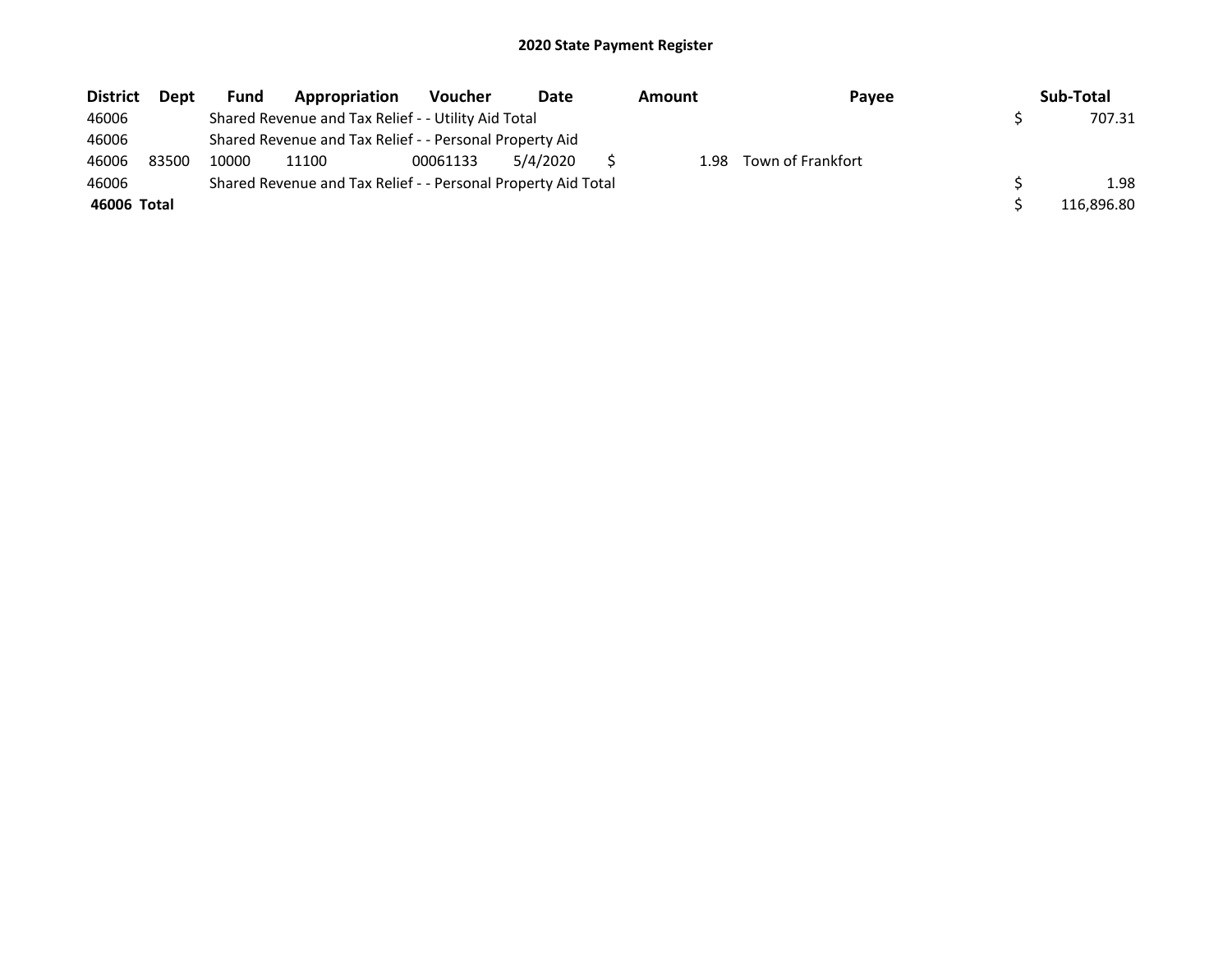## 2020 State Payment Register

| District | Dept | Fund | Appropriation | Voucher | Date | Amount | Payee | Sub-Total |
|---|---|---|---|---|---|---|---|---|
| 46006 | | Shared Revenue and Tax Relief - - Utility Aid Total | | | | | | $ 707.31 |
| 46006 | | Shared Revenue and Tax Relief - - Personal Property Aid | | | | | | |
| 46006 | 83500 | 10000 | 11100 | 00061133 | 5/4/2020 | $ 1.98 | Town of Frankfort | |
| 46006 | | Shared Revenue and Tax Relief - - Personal Property Aid Total | | | | | | $ 1.98 |
| **46006 Total** | | | | | | | | $ 116,896.80 |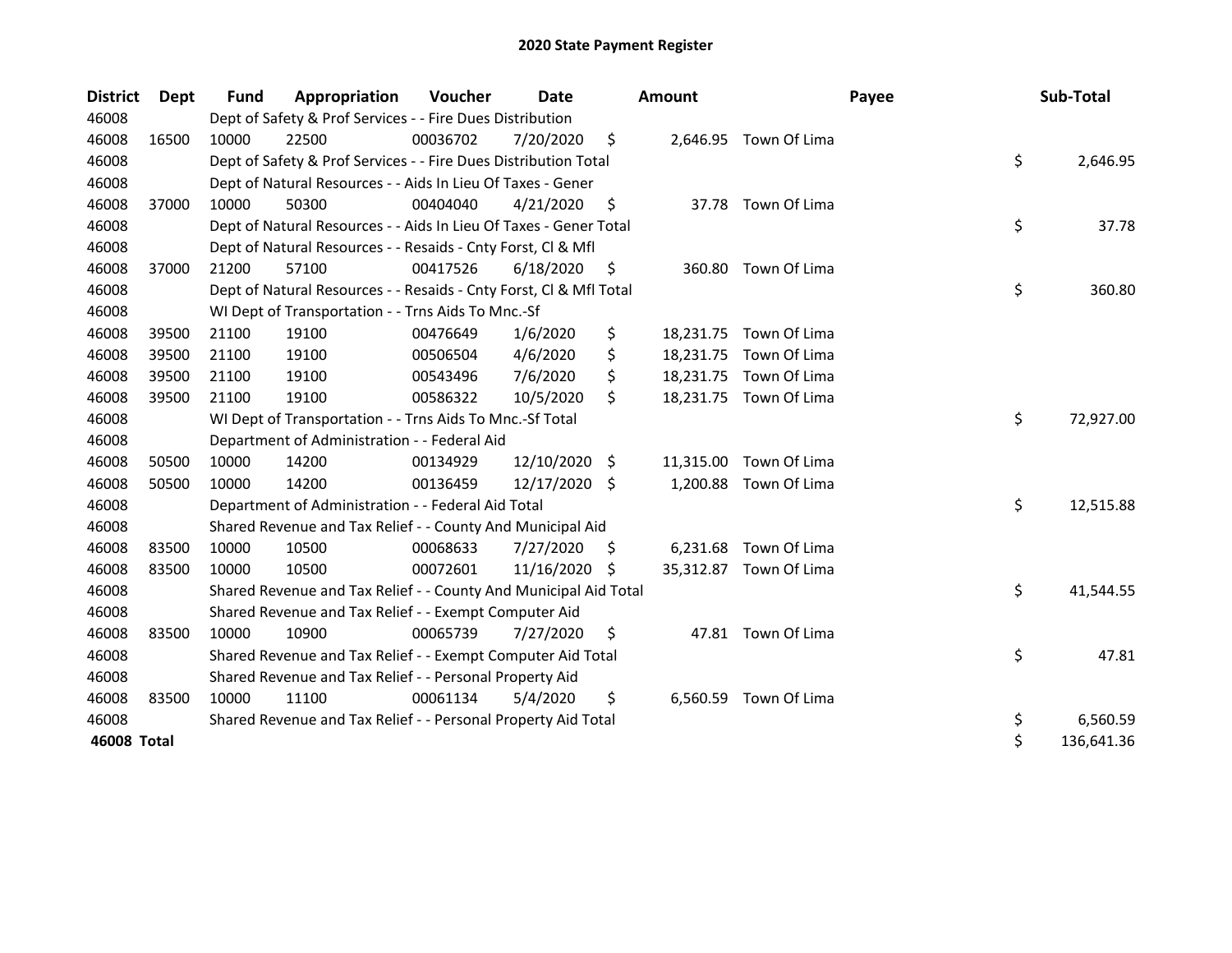# 2020 State Payment Register

| District | Dept | Fund | Appropriation | Voucher | Date | Amount | Payee | Sub-Total |
|---|---|---|---|---|---|---|---|---|
| 46008 | | Dept of Safety & Prof Services - - Fire Dues Distribution | | | | | | |
| 46008 | 16500 | 10000 | 22500 | 00036702 | 7/20/2020 | $ 2,646.95 | Town Of Lima | |
| 46008 | | Dept of Safety & Prof Services - - Fire Dues Distribution Total | | | | | | $ 2,646.95 |
| 46008 | | Dept of Natural Resources - - Aids In Lieu Of Taxes - Gener | | | | | | |
| 46008 | 37000 | 10000 | 50300 | 00404040 | 4/21/2020 | $ 37.78 | Town Of Lima | |
| 46008 | | Dept of Natural Resources - - Aids In Lieu Of Taxes - Gener Total | | | | | | $ 37.78 |
| 46008 | | Dept of Natural Resources - - Resaids - Cnty Forst, Cl & Mfl | | | | | | |
| 46008 | 37000 | 21200 | 57100 | 00417526 | 6/18/2020 | $ 360.80 | Town Of Lima | |
| 46008 | | Dept of Natural Resources - - Resaids - Cnty Forst, Cl & Mfl Total | | | | | | $ 360.80 |
| 46008 | | WI Dept of Transportation - - Trns Aids To Mnc.-Sf | | | | | | |
| 46008 | 39500 | 21100 | 19100 | 00476649 | 1/6/2020 | $ 18,231.75 | Town Of Lima | |
| 46008 | 39500 | 21100 | 19100 | 00506504 | 4/6/2020 | $ 18,231.75 | Town Of Lima | |
| 46008 | 39500 | 21100 | 19100 | 00543496 | 7/6/2020 | $ 18,231.75 | Town Of Lima | |
| 46008 | 39500 | 21100 | 19100 | 00586322 | 10/5/2020 | $ 18,231.75 | Town Of Lima | |
| 46008 | | WI Dept of Transportation - - Trns Aids To Mnc.-Sf Total | | | | | | $ 72,927.00 |
| 46008 | | Department of Administration - - Federal Aid | | | | | | |
| 46008 | 50500 | 10000 | 14200 | 00134929 | 12/10/2020 | $ 11,315.00 | Town Of Lima | |
| 46008 | 50500 | 10000 | 14200 | 00136459 | 12/17/2020 | $ 1,200.88 | Town Of Lima | |
| 46008 | | Department of Administration - - Federal Aid Total | | | | | | $ 12,515.88 |
| 46008 | | Shared Revenue and Tax Relief - - County And Municipal Aid | | | | | | |
| 46008 | 83500 | 10000 | 10500 | 00068633 | 7/27/2020 | $ 6,231.68 | Town Of Lima | |
| 46008 | 83500 | 10000 | 10500 | 00072601 | 11/16/2020 | $ 35,312.87 | Town Of Lima | |
| 46008 | | Shared Revenue and Tax Relief - - County And Municipal Aid Total | | | | | | $ 41,544.55 |
| 46008 | | Shared Revenue and Tax Relief - - Exempt Computer Aid | | | | | | |
| 46008 | 83500 | 10000 | 10900 | 00065739 | 7/27/2020 | $ 47.81 | Town Of Lima | |
| 46008 | | Shared Revenue and Tax Relief - - Exempt Computer Aid Total | | | | | | $ 47.81 |
| 46008 | | Shared Revenue and Tax Relief - - Personal Property Aid | | | | | | |
| 46008 | 83500 | 10000 | 11100 | 00061134 | 5/4/2020 | $ 6,560.59 | Town Of Lima | |
| 46008 | | Shared Revenue and Tax Relief - - Personal Property Aid Total | | | | | | $ 6,560.59 |
| **46008 Total** | | | | | | | | $ 136,641.36 |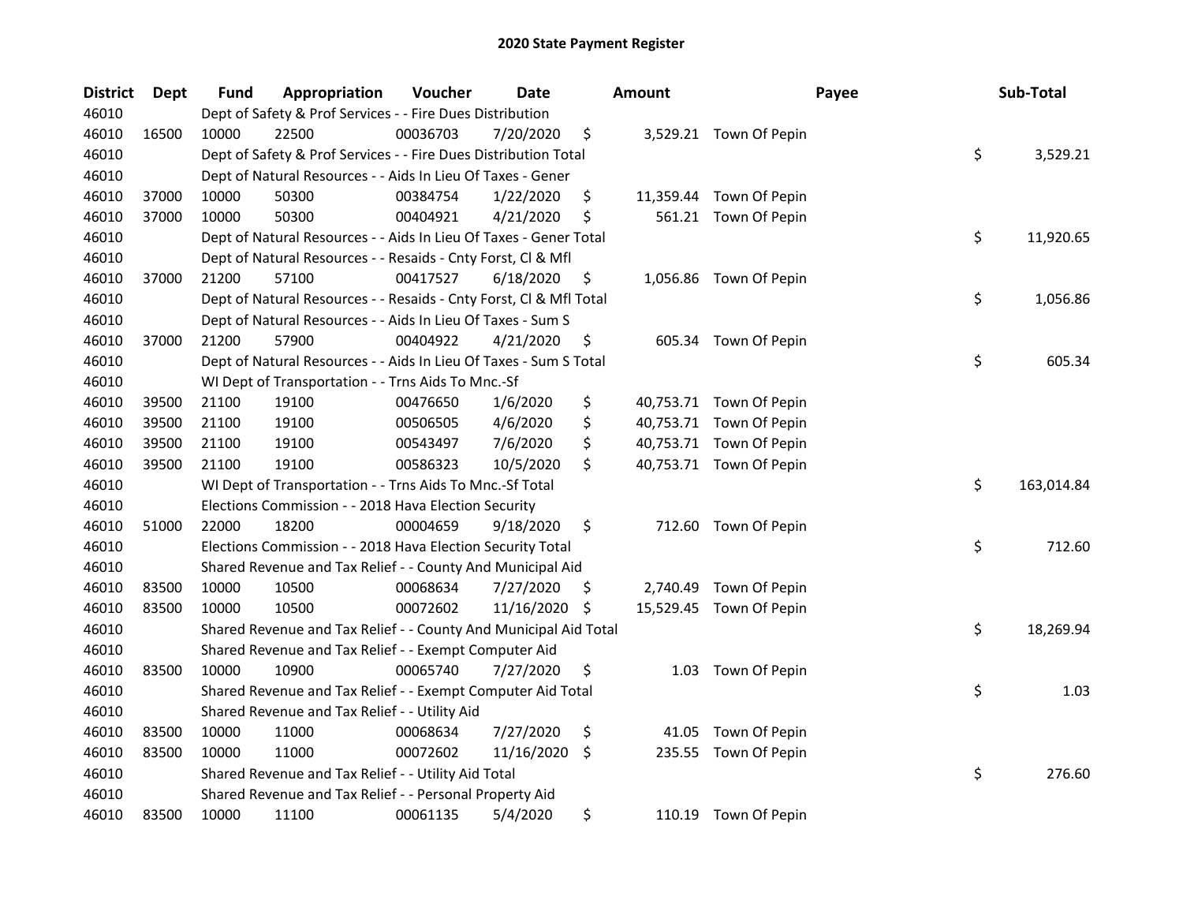# 2020 State Payment Register

| District | Dept | Fund | Appropriation | Voucher | Date | Amount | Payee | Sub-Total |
|---|---|---|---|---|---|---|---|---|
| 46010 | | Dept of Safety & Prof Services - - Fire Dues Distribution | | | | | | |
| 46010 | 16500 | 10000 | 22500 | 00036703 | 7/20/2020 | $ 3,529.21 | Town Of Pepin | |
| 46010 | | Dept of Safety & Prof Services - - Fire Dues Distribution Total | | | | | | $ 3,529.21 |
| 46010 | | Dept of Natural Resources - - Aids In Lieu Of Taxes - Gener | | | | | | |
| 46010 | 37000 | 10000 | 50300 | 00384754 | 1/22/2020 | $ 11,359.44 | Town Of Pepin | |
| 46010 | 37000 | 10000 | 50300 | 00404921 | 4/21/2020 | $ 561.21 | Town Of Pepin | |
| 46010 | | Dept of Natural Resources - - Aids In Lieu Of Taxes - Gener Total | | | | | | $ 11,920.65 |
| 46010 | | Dept of Natural Resources - - Resaids - Cnty Forst, Cl & Mfl | | | | | | |
| 46010 | 37000 | 21200 | 57100 | 00417527 | 6/18/2020 | $ 1,056.86 | Town Of Pepin | |
| 46010 | | Dept of Natural Resources - - Resaids - Cnty Forst, Cl & Mfl Total | | | | | | $ 1,056.86 |
| 46010 | | Dept of Natural Resources - - Aids In Lieu Of Taxes - Sum S | | | | | | |
| 46010 | 37000 | 21200 | 57900 | 00404922 | 4/21/2020 | $ 605.34 | Town Of Pepin | |
| 46010 | | Dept of Natural Resources - - Aids In Lieu Of Taxes - Sum S Total | | | | | | $ 605.34 |
| 46010 | | WI Dept of Transportation - - Trns Aids To Mnc.-Sf | | | | | | |
| 46010 | 39500 | 21100 | 19100 | 00476650 | 1/6/2020 | $ 40,753.71 | Town Of Pepin | |
| 46010 | 39500 | 21100 | 19100 | 00506505 | 4/6/2020 | $ 40,753.71 | Town Of Pepin | |
| 46010 | 39500 | 21100 | 19100 | 00543497 | 7/6/2020 | $ 40,753.71 | Town Of Pepin | |
| 46010 | 39500 | 21100 | 19100 | 00586323 | 10/5/2020 | $ 40,753.71 | Town Of Pepin | |
| 46010 | | WI Dept of Transportation - - Trns Aids To Mnc.-Sf Total | | | | | | $ 163,014.84 |
| 46010 | | Elections Commission - - 2018 Hava Election Security | | | | | | |
| 46010 | 51000 | 22000 | 18200 | 00004659 | 9/18/2020 | $ 712.60 | Town Of Pepin | |
| 46010 | | Elections Commission - - 2018 Hava Election Security Total | | | | | | $ 712.60 |
| 46010 | | Shared Revenue and Tax Relief - - County And Municipal Aid | | | | | | |
| 46010 | 83500 | 10000 | 10500 | 00068634 | 7/27/2020 | $ 2,740.49 | Town Of Pepin | |
| 46010 | 83500 | 10000 | 10500 | 00072602 | 11/16/2020 | $ 15,529.45 | Town Of Pepin | |
| 46010 | | Shared Revenue and Tax Relief - - County And Municipal Aid Total | | | | | | $ 18,269.94 |
| 46010 | | Shared Revenue and Tax Relief - - Exempt Computer Aid | | | | | | |
| 46010 | 83500 | 10000 | 10900 | 00065740 | 7/27/2020 | $ 1.03 | Town Of Pepin | |
| 46010 | | Shared Revenue and Tax Relief - - Exempt Computer Aid Total | | | | | | $ 1.03 |
| 46010 | | Shared Revenue and Tax Relief - - Utility Aid | | | | | | |
| 46010 | 83500 | 10000 | 11000 | 00068634 | 7/27/2020 | $ 41.05 | Town Of Pepin | |
| 46010 | 83500 | 10000 | 11000 | 00072602 | 11/16/2020 | $ 235.55 | Town Of Pepin | |
| 46010 | | Shared Revenue and Tax Relief - - Utility Aid Total | | | | | | $ 276.60 |
| 46010 | | Shared Revenue and Tax Relief - - Personal Property Aid | | | | | | |
| 46010 | 83500 | 10000 | 11100 | 00061135 | 5/4/2020 | $ 110.19 | Town Of Pepin | |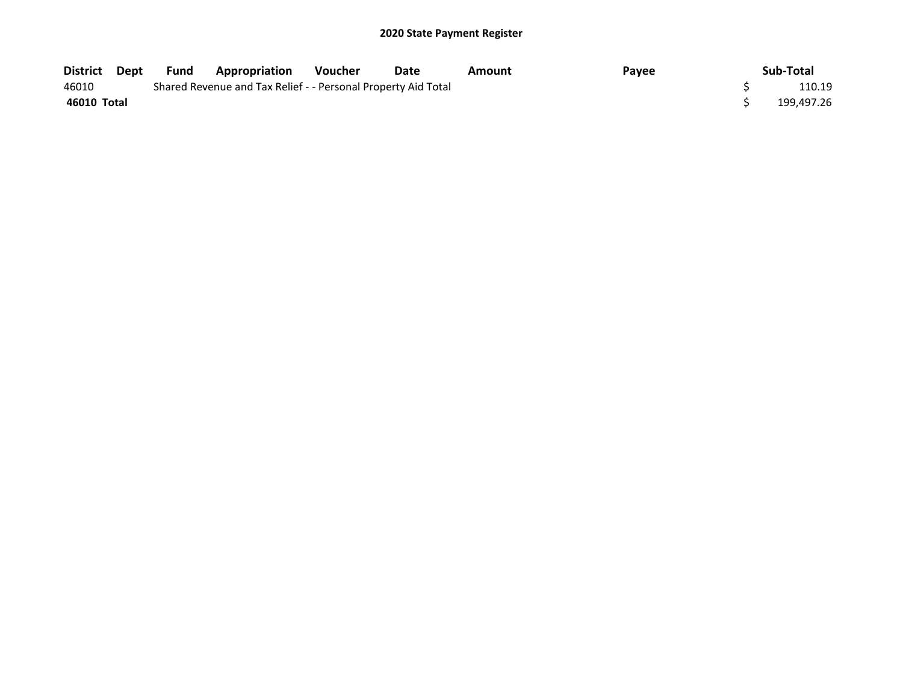## 2020 State Payment Register

| District | Dept | Fund | Appropriation | Voucher | Date | Amount | Payee | Sub-Total |
|---|---|---|---|---|---|---|---|---|
| 46010 | | Shared Revenue and Tax Relief - - Personal Property Aid Total | | | | | | $ 110.19 |
| **46010 Total** | | | | | | | | $ 199,497.26 |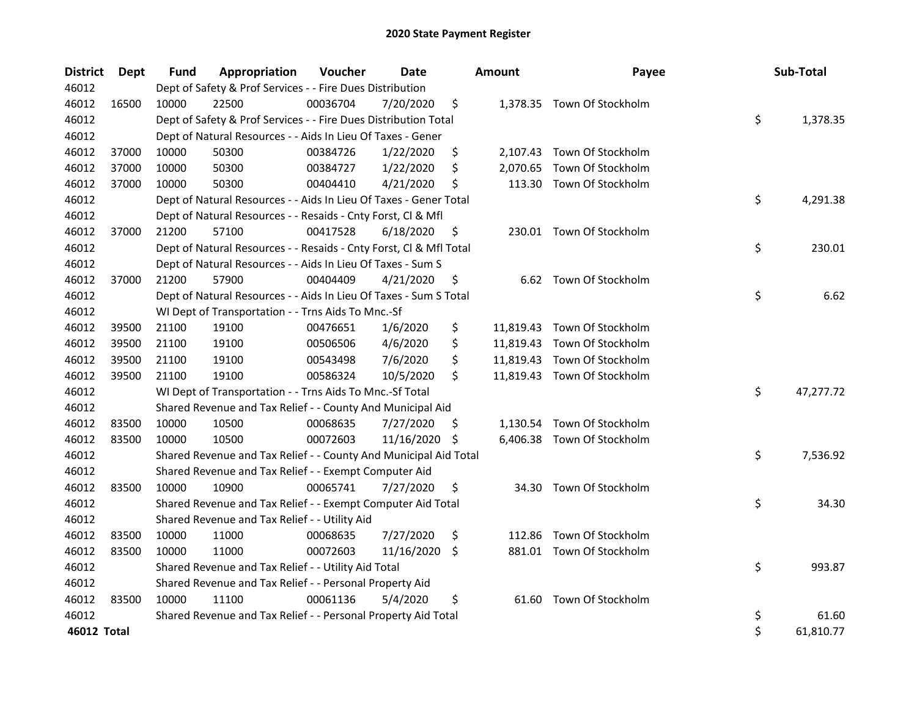# 2020 State Payment Register

| District | Dept | Fund | Appropriation | Voucher | Date | Amount | Payee | Sub-Total |
|---|---|---|---|---|---|---|---|---|
| 46012 | | Dept of Safety & Prof Services - - Fire Dues Distribution | | | | | | |
| 46012 | 16500 | 10000 | 22500 | 00036704 | 7/20/2020 | $ 1,378.35 | Town Of Stockholm | |
| 46012 | | Dept of Safety & Prof Services - - Fire Dues Distribution Total | | | | | | $ 1,378.35 |
| 46012 | | Dept of Natural Resources - - Aids In Lieu Of Taxes - Gener | | | | | | |
| 46012 | 37000 | 10000 | 50300 | 00384726 | 1/22/2020 | $ 2,107.43 | Town Of Stockholm | |
| 46012 | 37000 | 10000 | 50300 | 00384727 | 1/22/2020 | $ 2,070.65 | Town Of Stockholm | |
| 46012 | 37000 | 10000 | 50300 | 00404410 | 4/21/2020 | $ 113.30 | Town Of Stockholm | |
| 46012 | | Dept of Natural Resources - - Aids In Lieu Of Taxes - Gener Total | | | | | | $ 4,291.38 |
| 46012 | | Dept of Natural Resources - - Resaids - Cnty Forst, Cl & Mfl | | | | | | |
| 46012 | 37000 | 21200 | 57100 | 00417528 | 6/18/2020 | $ 230.01 | Town Of Stockholm | |
| 46012 | | Dept of Natural Resources - - Resaids - Cnty Forst, Cl & Mfl Total | | | | | | $ 230.01 |
| 46012 | | Dept of Natural Resources - - Aids In Lieu Of Taxes - Sum S | | | | | | |
| 46012 | 37000 | 21200 | 57900 | 00404409 | 4/21/2020 | $ 6.62 | Town Of Stockholm | |
| 46012 | | Dept of Natural Resources - - Aids In Lieu Of Taxes - Sum S Total | | | | | | $ 6.62 |
| 46012 | | WI Dept of Transportation - - Trns Aids To Mnc.-Sf | | | | | | |
| 46012 | 39500 | 21100 | 19100 | 00476651 | 1/6/2020 | $ 11,819.43 | Town Of Stockholm | |
| 46012 | 39500 | 21100 | 19100 | 00506506 | 4/6/2020 | $ 11,819.43 | Town Of Stockholm | |
| 46012 | 39500 | 21100 | 19100 | 00543498 | 7/6/2020 | $ 11,819.43 | Town Of Stockholm | |
| 46012 | 39500 | 21100 | 19100 | 00586324 | 10/5/2020 | $ 11,819.43 | Town Of Stockholm | |
| 46012 | | WI Dept of Transportation - - Trns Aids To Mnc.-Sf Total | | | | | | $ 47,277.72 |
| 46012 | | Shared Revenue and Tax Relief - - County And Municipal Aid | | | | | | |
| 46012 | 83500 | 10000 | 10500 | 00068635 | 7/27/2020 | $ 1,130.54 | Town Of Stockholm | |
| 46012 | 83500 | 10000 | 10500 | 00072603 | 11/16/2020 | $ 6,406.38 | Town Of Stockholm | |
| 46012 | | Shared Revenue and Tax Relief - - County And Municipal Aid Total | | | | | | $ 7,536.92 |
| 46012 | | Shared Revenue and Tax Relief - - Exempt Computer Aid | | | | | | |
| 46012 | 83500 | 10000 | 10900 | 00065741 | 7/27/2020 | $ 34.30 | Town Of Stockholm | |
| 46012 | | Shared Revenue and Tax Relief - - Exempt Computer Aid Total | | | | | | $ 34.30 |
| 46012 | | Shared Revenue and Tax Relief - - Utility Aid | | | | | | |
| 46012 | 83500 | 10000 | 11000 | 00068635 | 7/27/2020 | $ 112.86 | Town Of Stockholm | |
| 46012 | 83500 | 10000 | 11000 | 00072603 | 11/16/2020 | $ 881.01 | Town Of Stockholm | |
| 46012 | | Shared Revenue and Tax Relief - - Utility Aid Total | | | | | | $ 993.87 |
| 46012 | | Shared Revenue and Tax Relief - - Personal Property Aid | | | | | | |
| 46012 | 83500 | 10000 | 11100 | 00061136 | 5/4/2020 | $ 61.60 | Town Of Stockholm | |
| 46012 | | Shared Revenue and Tax Relief - - Personal Property Aid Total | | | | | | $ 61.60 |
| **46012 Total** | | | | | | | | $ 61,810.77 |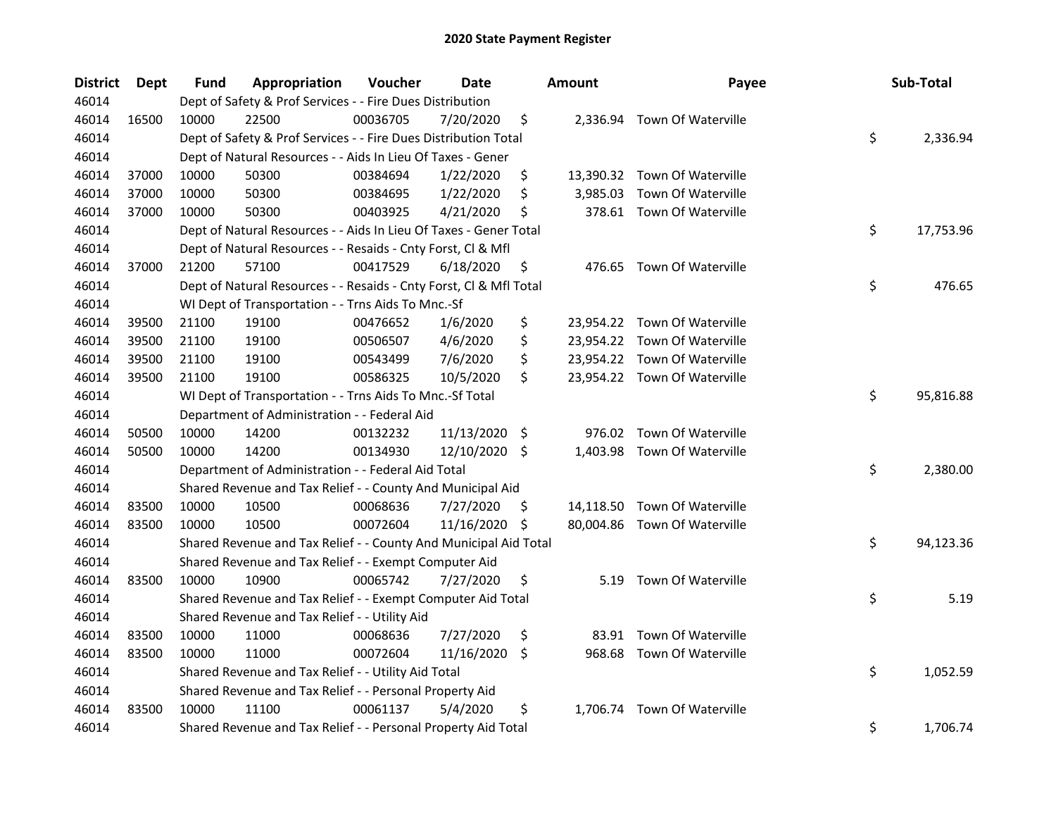# 2020 State Payment Register

| District | Dept | Fund | Appropriation | Voucher | Date | Amount | Payee | Sub-Total |
|---|---|---|---|---|---|---|---|---|
| 46014 | | Dept of Safety & Prof Services - - Fire Dues Distribution | | | | | | |
| 46014 | 16500 | 10000 | 22500 | 00036705 | 7/20/2020 | $ 2,336.94 | Town Of Waterville | |
| 46014 | | Dept of Safety & Prof Services - - Fire Dues Distribution Total | | | | | | $ 2,336.94 |
| 46014 | | Dept of Natural Resources - - Aids In Lieu Of Taxes - Gener | | | | | | |
| 46014 | 37000 | 10000 | 50300 | 00384694 | 1/22/2020 | $ 13,390.32 | Town Of Waterville | |
| 46014 | 37000 | 10000 | 50300 | 00384695 | 1/22/2020 | $ 3,985.03 | Town Of Waterville | |
| 46014 | 37000 | 10000 | 50300 | 00403925 | 4/21/2020 | $ 378.61 | Town Of Waterville | |
| 46014 | | Dept of Natural Resources - - Aids In Lieu Of Taxes - Gener Total | | | | | | $ 17,753.96 |
| 46014 | | Dept of Natural Resources - - Resaids - Cnty Forst, Cl & Mfl | | | | | | |
| 46014 | 37000 | 21200 | 57100 | 00417529 | 6/18/2020 | $ 476.65 | Town Of Waterville | |
| 46014 | | Dept of Natural Resources - - Resaids - Cnty Forst, Cl & Mfl Total | | | | | | $ 476.65 |
| 46014 | | WI Dept of Transportation - - Trns Aids To Mnc.-Sf | | | | | | |
| 46014 | 39500 | 21100 | 19100 | 00476652 | 1/6/2020 | $ 23,954.22 | Town Of Waterville | |
| 46014 | 39500 | 21100 | 19100 | 00506507 | 4/6/2020 | $ 23,954.22 | Town Of Waterville | |
| 46014 | 39500 | 21100 | 19100 | 00543499 | 7/6/2020 | $ 23,954.22 | Town Of Waterville | |
| 46014 | 39500 | 21100 | 19100 | 00586325 | 10/5/2020 | $ 23,954.22 | Town Of Waterville | |
| 46014 | | WI Dept of Transportation - - Trns Aids To Mnc.-Sf Total | | | | | | $ 95,816.88 |
| 46014 | | Department of Administration - - Federal Aid | | | | | | |
| 46014 | 50500 | 10000 | 14200 | 00132232 | 11/13/2020 | $ 976.02 | Town Of Waterville | |
| 46014 | 50500 | 10000 | 14200 | 00134930 | 12/10/2020 | $ 1,403.98 | Town Of Waterville | |
| 46014 | | Department of Administration - - Federal Aid Total | | | | | | $ 2,380.00 |
| 46014 | | Shared Revenue and Tax Relief - - County And Municipal Aid | | | | | | |
| 46014 | 83500 | 10000 | 10500 | 00068636 | 7/27/2020 | $ 14,118.50 | Town Of Waterville | |
| 46014 | 83500 | 10000 | 10500 | 00072604 | 11/16/2020 | $ 80,004.86 | Town Of Waterville | |
| 46014 | | Shared Revenue and Tax Relief - - County And Municipal Aid Total | | | | | | $ 94,123.36 |
| 46014 | | Shared Revenue and Tax Relief - - Exempt Computer Aid | | | | | | |
| 46014 | 83500 | 10000 | 10900 | 00065742 | 7/27/2020 | $ 5.19 | Town Of Waterville | |
| 46014 | | Shared Revenue and Tax Relief - - Exempt Computer Aid Total | | | | | | $ 5.19 |
| 46014 | | Shared Revenue and Tax Relief - - Utility Aid | | | | | | |
| 46014 | 83500 | 10000 | 11000 | 00068636 | 7/27/2020 | $ 83.91 | Town Of Waterville | |
| 46014 | 83500 | 10000 | 11000 | 00072604 | 11/16/2020 | $ 968.68 | Town Of Waterville | |
| 46014 | | Shared Revenue and Tax Relief - - Utility Aid Total | | | | | | $ 1,052.59 |
| 46014 | | Shared Revenue and Tax Relief - - Personal Property Aid | | | | | | |
| 46014 | 83500 | 10000 | 11100 | 00061137 | 5/4/2020 | $ 1,706.74 | Town Of Waterville | |
| 46014 | | Shared Revenue and Tax Relief - - Personal Property Aid Total | | | | | | $ 1,706.74 |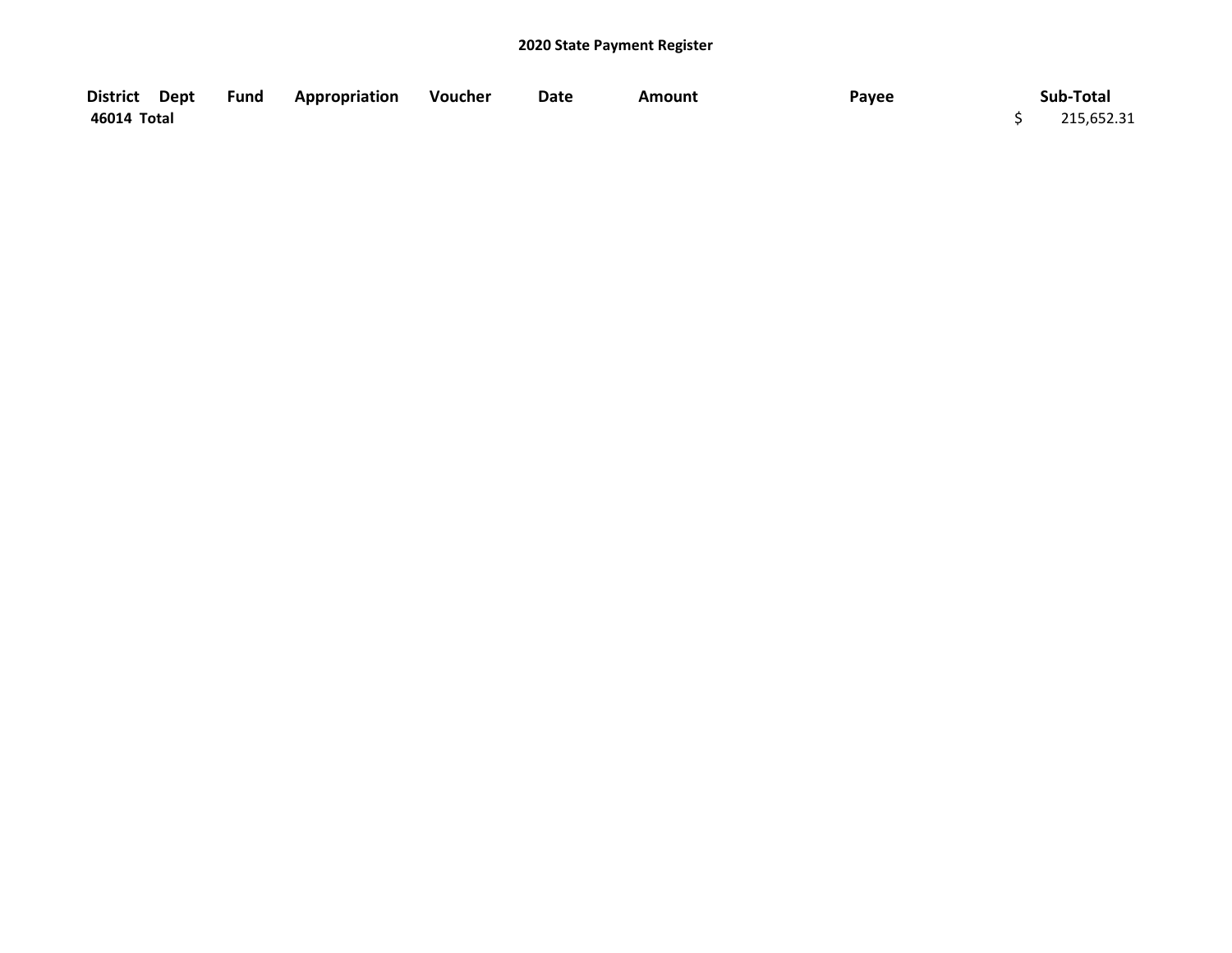**2020 State Payment Register**

| District | Dept | Fund | Appropriation | Voucher | Date | Amount | Payee | Sub-Total |
|---|---|---|---|---|---|---|---|---|
| **46014 Total** | | | | | | | | $ 215,652.31 |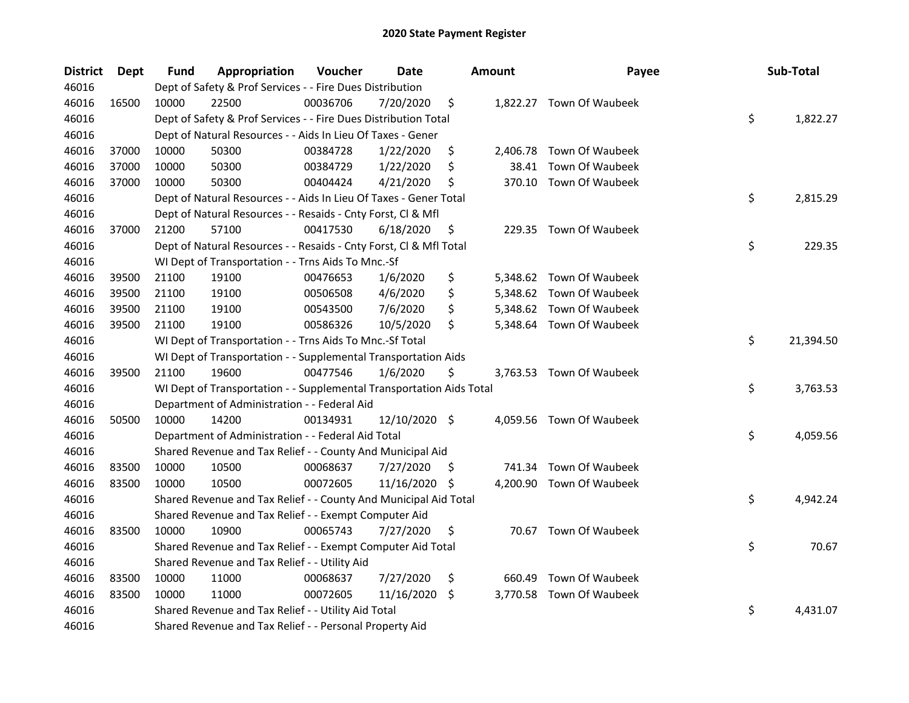# 2020 State Payment Register

| District | Dept | Fund | Appropriation | Voucher | Date | Amount | Payee | Sub-Total |
|---|---|---|---|---|---|---|---|---|
| 46016 | | Dept of Safety & Prof Services - - Fire Dues Distribution | | | | | | |
| 46016 | 16500 | 10000 | 22500 | 00036706 | 7/20/2020 | $ 1,822.27 | Town Of Waubeek | |
| 46016 | | Dept of Safety & Prof Services - - Fire Dues Distribution Total | | | | | | $ 1,822.27 |
| 46016 | | Dept of Natural Resources - - Aids In Lieu Of Taxes - Gener | | | | | | |
| 46016 | 37000 | 10000 | 50300 | 00384728 | 1/22/2020 | $ 2,406.78 | Town Of Waubeek | |
| 46016 | 37000 | 10000 | 50300 | 00384729 | 1/22/2020 | $ 38.41 | Town Of Waubeek | |
| 46016 | 37000 | 10000 | 50300 | 00404424 | 4/21/2020 | $ 370.10 | Town Of Waubeek | |
| 46016 | | Dept of Natural Resources - - Aids In Lieu Of Taxes - Gener Total | | | | | | $ 2,815.29 |
| 46016 | | Dept of Natural Resources - - Resaids - Cnty Forst, Cl & Mfl | | | | | | |
| 46016 | 37000 | 21200 | 57100 | 00417530 | 6/18/2020 | $ 229.35 | Town Of Waubeek | |
| 46016 | | Dept of Natural Resources - - Resaids - Cnty Forst, Cl & Mfl Total | | | | | | $ 229.35 |
| 46016 | | WI Dept of Transportation - - Trns Aids To Mnc.-Sf | | | | | | |
| 46016 | 39500 | 21100 | 19100 | 00476653 | 1/6/2020 | $ 5,348.62 | Town Of Waubeek | |
| 46016 | 39500 | 21100 | 19100 | 00506508 | 4/6/2020 | $ 5,348.62 | Town Of Waubeek | |
| 46016 | 39500 | 21100 | 19100 | 00543500 | 7/6/2020 | $ 5,348.62 | Town Of Waubeek | |
| 46016 | 39500 | 21100 | 19100 | 00586326 | 10/5/2020 | $ 5,348.64 | Town Of Waubeek | |
| 46016 | | WI Dept of Transportation - - Trns Aids To Mnc.-Sf Total | | | | | | $ 21,394.50 |
| 46016 | | WI Dept of Transportation - - Supplemental Transportation Aids | | | | | | |
| 46016 | 39500 | 21100 | 19600 | 00477546 | 1/6/2020 | $ 3,763.53 | Town Of Waubeek | |
| 46016 | | WI Dept of Transportation - - Supplemental Transportation Aids Total | | | | | | $ 3,763.53 |
| 46016 | | Department of Administration - - Federal Aid | | | | | | |
| 46016 | 50500 | 10000 | 14200 | 00134931 | 12/10/2020 | $ 4,059.56 | Town Of Waubeek | |
| 46016 | | Department of Administration - - Federal Aid Total | | | | | | $ 4,059.56 |
| 46016 | | Shared Revenue and Tax Relief - - County And Municipal Aid | | | | | | |
| 46016 | 83500 | 10000 | 10500 | 00068637 | 7/27/2020 | $ 741.34 | Town Of Waubeek | |
| 46016 | 83500 | 10000 | 10500 | 00072605 | 11/16/2020 | $ 4,200.90 | Town Of Waubeek | |
| 46016 | | Shared Revenue and Tax Relief - - County And Municipal Aid Total | | | | | | $ 4,942.24 |
| 46016 | | Shared Revenue and Tax Relief - - Exempt Computer Aid | | | | | | |
| 46016 | 83500 | 10000 | 10900 | 00065743 | 7/27/2020 | $ 70.67 | Town Of Waubeek | |
| 46016 | | Shared Revenue and Tax Relief - - Exempt Computer Aid Total | | | | | | $ 70.67 |
| 46016 | | Shared Revenue and Tax Relief - - Utility Aid | | | | | | |
| 46016 | 83500 | 10000 | 11000 | 00068637 | 7/27/2020 | $ 660.49 | Town Of Waubeek | |
| 46016 | 83500 | 10000 | 11000 | 00072605 | 11/16/2020 | $ 3,770.58 | Town Of Waubeek | |
| 46016 | | Shared Revenue and Tax Relief - - Utility Aid Total | | | | | | $ 4,431.07 |
| 46016 | | Shared Revenue and Tax Relief - - Personal Property Aid | | | | | | |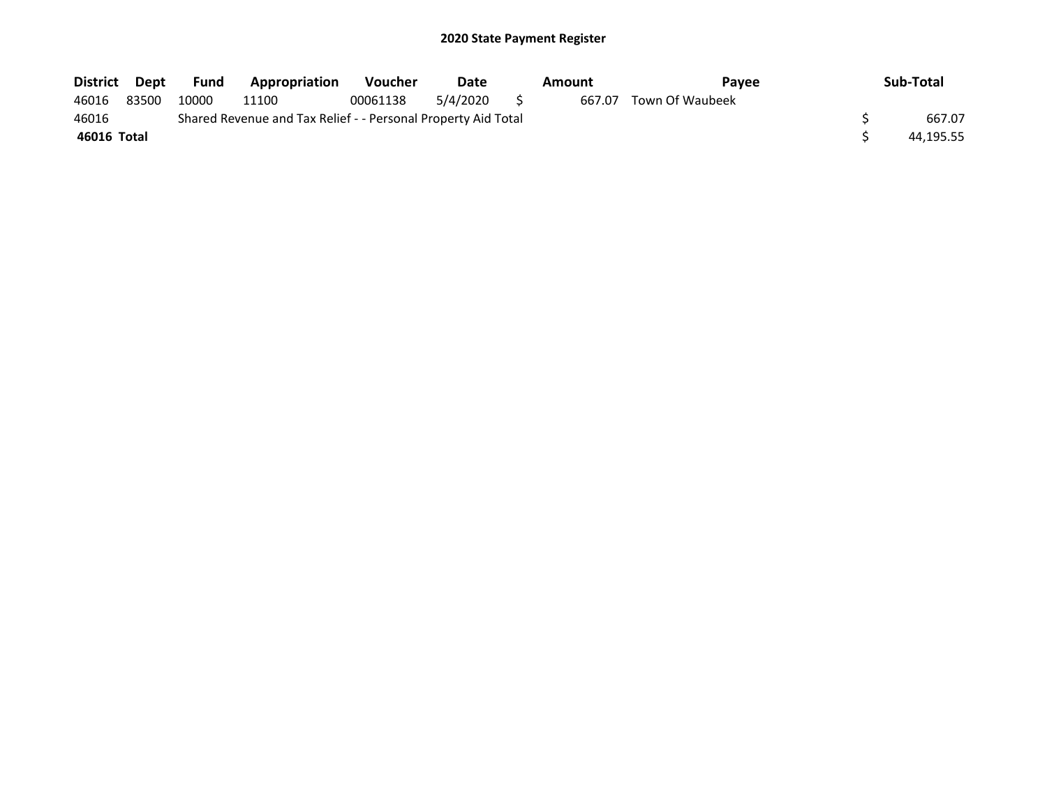# 2020 State Payment Register

| District | Dept | Fund | Appropriation | Voucher | Date | Amount | Payee | Sub-Total |
|---|---|---|---|---|---|---|---|---|
| 46016 | 83500 | 10000 | 11100 | 00061138 | 5/4/2020 | $ 667.07 | Town Of Waubeek | |
| 46016 | | Shared Revenue and Tax Relief - - Personal Property Aid Total | | | | | | $ 667.07 |
| **46016 Total** | | | | | | | | $ 44,195.55 |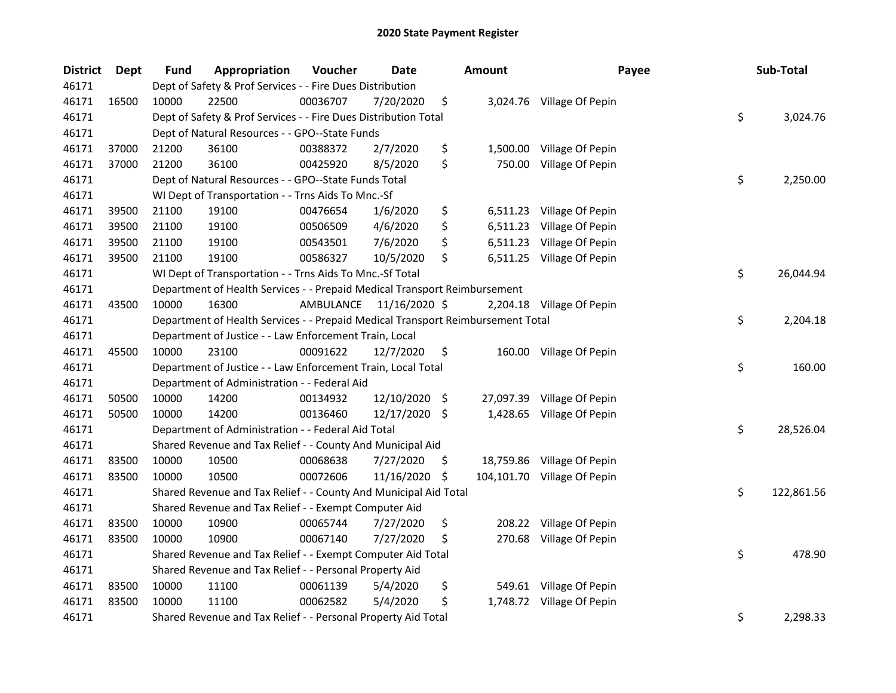# 2020 State Payment Register

| District | Dept | Fund | Appropriation | Voucher | Date | Amount | Payee | Sub-Total |
|---|---|---|---|---|---|---|---|---|
| 46171 | | Dept of Safety & Prof Services - - Fire Dues Distribution | | | | | | |
| 46171 | 16500 | 10000 | 22500 | 00036707 | 7/20/2020 | $ 3,024.76 | Village Of Pepin | |
| 46171 | | Dept of Safety & Prof Services - - Fire Dues Distribution Total | | | | | | $ 3,024.76 |
| 46171 | | Dept of Natural Resources - - GPO--State Funds | | | | | | |
| 46171 | 37000 | 21200 | 36100 | 00388372 | 2/7/2020 | $ 1,500.00 | Village Of Pepin | |
| 46171 | 37000 | 21200 | 36100 | 00425920 | 8/5/2020 | $ 750.00 | Village Of Pepin | |
| 46171 | | Dept of Natural Resources - - GPO--State Funds Total | | | | | | $ 2,250.00 |
| 46171 | | WI Dept of Transportation - - Trns Aids To Mnc.-Sf | | | | | | |
| 46171 | 39500 | 21100 | 19100 | 00476654 | 1/6/2020 | $ 6,511.23 | Village Of Pepin | |
| 46171 | 39500 | 21100 | 19100 | 00506509 | 4/6/2020 | $ 6,511.23 | Village Of Pepin | |
| 46171 | 39500 | 21100 | 19100 | 00543501 | 7/6/2020 | $ 6,511.23 | Village Of Pepin | |
| 46171 | 39500 | 21100 | 19100 | 00586327 | 10/5/2020 | $ 6,511.25 | Village Of Pepin | |
| 46171 | | WI Dept of Transportation - - Trns Aids To Mnc.-Sf Total | | | | | | $ 26,044.94 |
| 46171 | | Department of Health Services - - Prepaid Medical Transport Reimbursement | | | | | | |
| 46171 | 43500 | 10000 | 16300 | AMBULANCE | 11/16/2020 | $ 2,204.18 | Village Of Pepin | |
| 46171 | | Department of Health Services - - Prepaid Medical Transport Reimbursement Total | | | | | | $ 2,204.18 |
| 46171 | | Department of Justice - - Law Enforcement Train, Local | | | | | | |
| 46171 | 45500 | 10000 | 23100 | 00091622 | 12/7/2020 | $ 160.00 | Village Of Pepin | |
| 46171 | | Department of Justice - - Law Enforcement Train, Local Total | | | | | | $ 160.00 |
| 46171 | | Department of Administration - - Federal Aid | | | | | | |
| 46171 | 50500 | 10000 | 14200 | 00134932 | 12/10/2020 | $ 27,097.39 | Village Of Pepin | |
| 46171 | 50500 | 10000 | 14200 | 00136460 | 12/17/2020 | $ 1,428.65 | Village Of Pepin | |
| 46171 | | Department of Administration - - Federal Aid Total | | | | | | $ 28,526.04 |
| 46171 | | Shared Revenue and Tax Relief - - County And Municipal Aid | | | | | | |
| 46171 | 83500 | 10000 | 10500 | 00068638 | 7/27/2020 | $ 18,759.86 | Village Of Pepin | |
| 46171 | 83500 | 10000 | 10500 | 00072606 | 11/16/2020 | $ 104,101.70 | Village Of Pepin | |
| 46171 | | Shared Revenue and Tax Relief - - County And Municipal Aid Total | | | | | | $ 122,861.56 |
| 46171 | | Shared Revenue and Tax Relief - - Exempt Computer Aid | | | | | | |
| 46171 | 83500 | 10000 | 10900 | 00065744 | 7/27/2020 | $ 208.22 | Village Of Pepin | |
| 46171 | 83500 | 10000 | 10900 | 00067140 | 7/27/2020 | $ 270.68 | Village Of Pepin | |
| 46171 | | Shared Revenue and Tax Relief - - Exempt Computer Aid Total | | | | | | $ 478.90 |
| 46171 | | Shared Revenue and Tax Relief - - Personal Property Aid | | | | | | |
| 46171 | 83500 | 10000 | 11100 | 00061139 | 5/4/2020 | $ 549.61 | Village Of Pepin | |
| 46171 | 83500 | 10000 | 11100 | 00062582 | 5/4/2020 | $ 1,748.72 | Village Of Pepin | |
| 46171 | | Shared Revenue and Tax Relief - - Personal Property Aid Total | | | | | | $ 2,298.33 |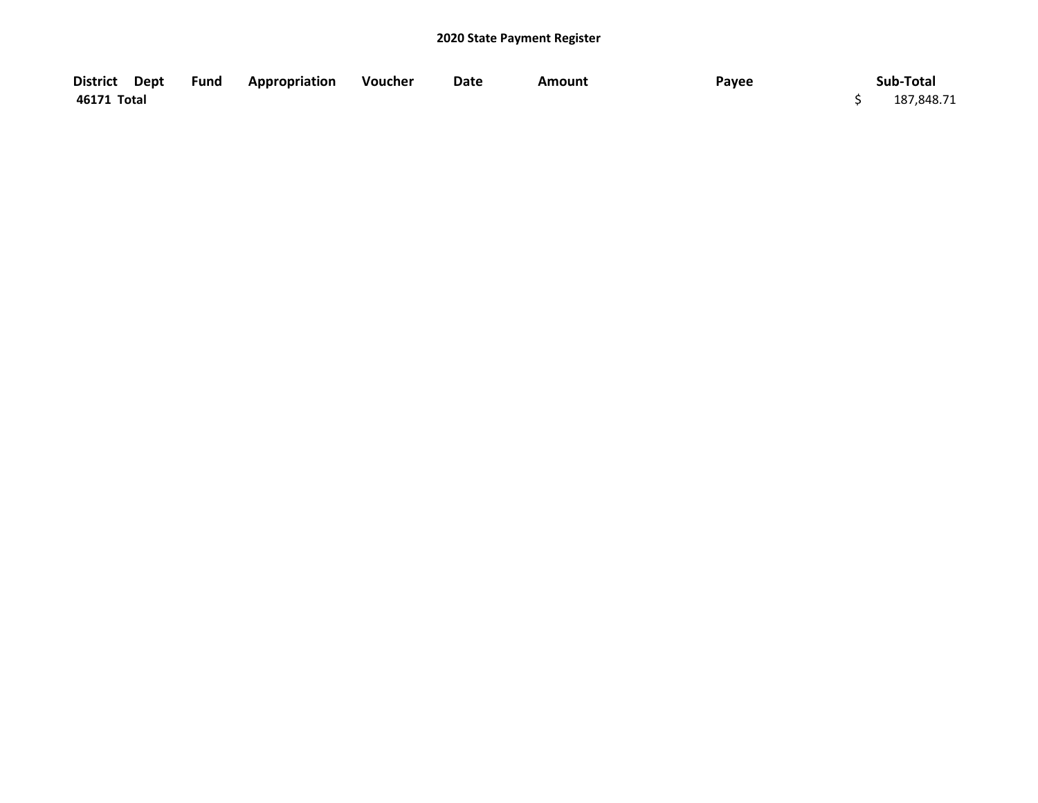## 2020 State Payment Register

| District | Dept | Fund | Appropriation | Voucher | Date | Amount | Payee | Sub-Total |
|---|---|---|---|---|---|---|---|---|
| 46171 Total | | | | | | | | $ 187,848.71 |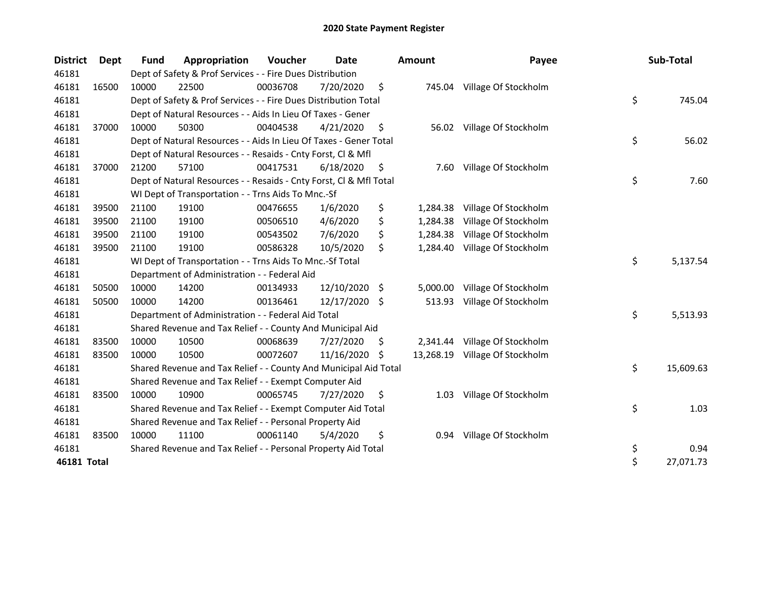## 2020 State Payment Register

| District | Dept | Fund | Appropriation | Voucher | Date | Amount | Payee | Sub-Total |
|---|---|---|---|---|---|---|---|---|
| 46181 | | Dept of Safety & Prof Services - - Fire Dues Distribution | | | | | | |
| 46181 | 16500 | 10000 | 22500 | 00036708 | 7/20/2020 | $ 745.04 | Village Of Stockholm | |
| 46181 | | Dept of Safety & Prof Services - - Fire Dues Distribution Total | | | | | | $ 745.04 |
| 46181 | | Dept of Natural Resources - - Aids In Lieu Of Taxes - Gener | | | | | | |
| 46181 | 37000 | 10000 | 50300 | 00404538 | 4/21/2020 | $ 56.02 | Village Of Stockholm | |
| 46181 | | Dept of Natural Resources - - Aids In Lieu Of Taxes - Gener Total | | | | | | $ 56.02 |
| 46181 | | Dept of Natural Resources - - Resaids - Cnty Forst, Cl & Mfl | | | | | | |
| 46181 | 37000 | 21200 | 57100 | 00417531 | 6/18/2020 | $ 7.60 | Village Of Stockholm | |
| 46181 | | Dept of Natural Resources - - Resaids - Cnty Forst, Cl & Mfl Total | | | | | | $ 7.60 |
| 46181 | | WI Dept of Transportation - - Trns Aids To Mnc.-Sf | | | | | | |
| 46181 | 39500 | 21100 | 19100 | 00476655 | 1/6/2020 | $ 1,284.38 | Village Of Stockholm | |
| 46181 | 39500 | 21100 | 19100 | 00506510 | 4/6/2020 | $ 1,284.38 | Village Of Stockholm | |
| 46181 | 39500 | 21100 | 19100 | 00543502 | 7/6/2020 | $ 1,284.38 | Village Of Stockholm | |
| 46181 | 39500 | 21100 | 19100 | 00586328 | 10/5/2020 | $ 1,284.40 | Village Of Stockholm | |
| 46181 | | WI Dept of Transportation - - Trns Aids To Mnc.-Sf Total | | | | | | $ 5,137.54 |
| 46181 | | Department of Administration - - Federal Aid | | | | | | |
| 46181 | 50500 | 10000 | 14200 | 00134933 | 12/10/2020 | $ 5,000.00 | Village Of Stockholm | |
| 46181 | 50500 | 10000 | 14200 | 00136461 | 12/17/2020 | $ 513.93 | Village Of Stockholm | |
| 46181 | | Department of Administration - - Federal Aid Total | | | | | | $ 5,513.93 |
| 46181 | | Shared Revenue and Tax Relief - - County And Municipal Aid | | | | | | |
| 46181 | 83500 | 10000 | 10500 | 00068639 | 7/27/2020 | $ 2,341.44 | Village Of Stockholm | |
| 46181 | 83500 | 10000 | 10500 | 00072607 | 11/16/2020 | $ 13,268.19 | Village Of Stockholm | |
| 46181 | | Shared Revenue and Tax Relief - - County And Municipal Aid Total | | | | | | $ 15,609.63 |
| 46181 | | Shared Revenue and Tax Relief - - Exempt Computer Aid | | | | | | |
| 46181 | 83500 | 10000 | 10900 | 00065745 | 7/27/2020 | $ 1.03 | Village Of Stockholm | |
| 46181 | | Shared Revenue and Tax Relief - - Exempt Computer Aid Total | | | | | | $ 1.03 |
| 46181 | | Shared Revenue and Tax Relief - - Personal Property Aid | | | | | | |
| 46181 | 83500 | 10000 | 11100 | 00061140 | 5/4/2020 | $ 0.94 | Village Of Stockholm | |
| 46181 | | Shared Revenue and Tax Relief - - Personal Property Aid Total | | | | | | $ 0.94 |
| **46181 Total** | | | | | | | | $ 27,071.73 |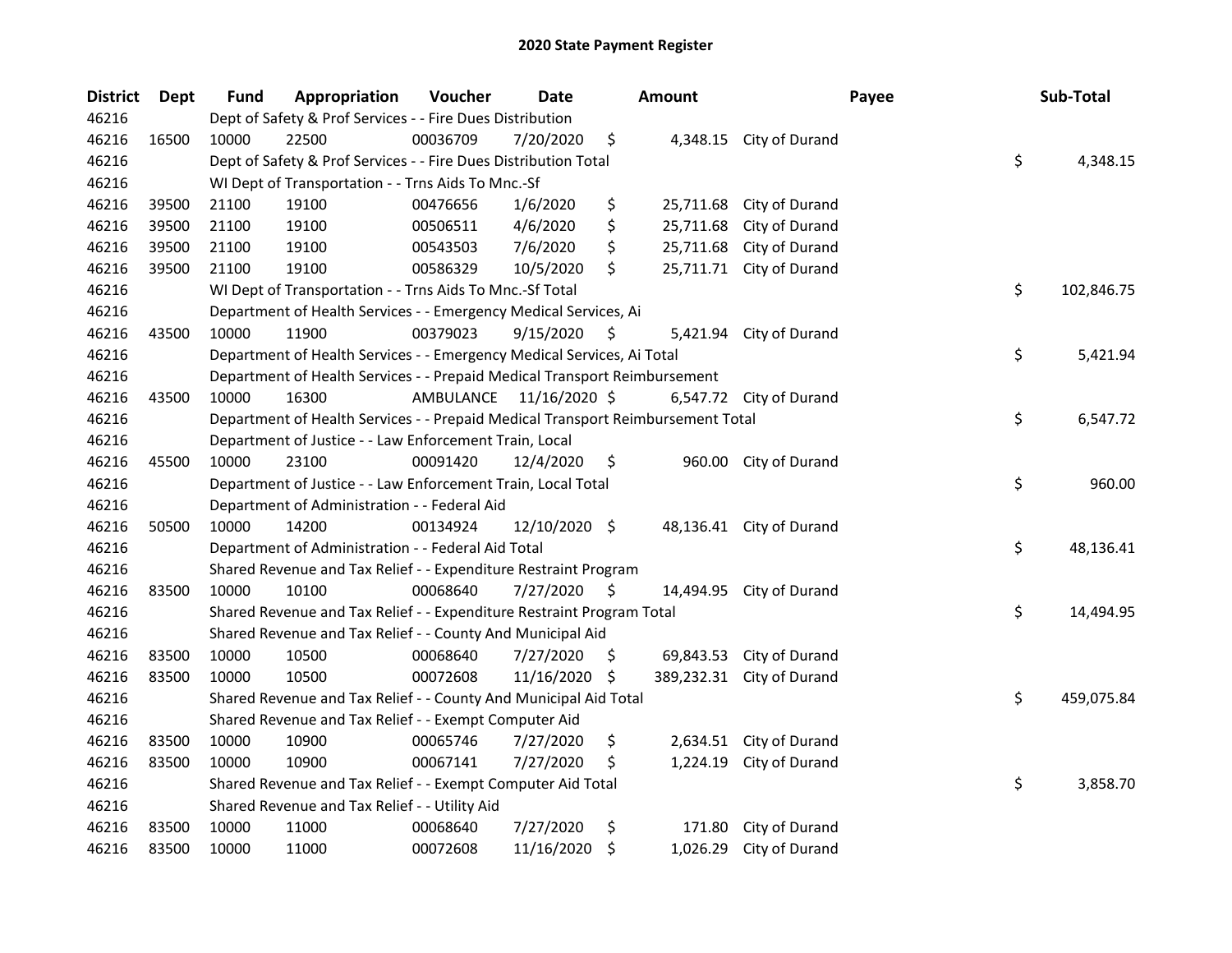# 2020 State Payment Register

| District | Dept | Fund | Appropriation | Voucher | Date | Amount | Payee | Sub-Total |
|---|---|---|---|---|---|---|---|---|
| 46216 | | Dept of Safety & Prof Services - - Fire Dues Distribution | | | | | | |
| 46216 | 16500 | 10000 | 22500 | 00036709 | 7/20/2020 | $ 4,348.15 | City of Durand | |
| 46216 | | Dept of Safety & Prof Services - - Fire Dues Distribution Total | | | | | | $ 4,348.15 |
| 46216 | | WI Dept of Transportation - - Trns Aids To Mnc.-Sf | | | | | | |
| 46216 | 39500 | 21100 | 19100 | 00476656 | 1/6/2020 | $ 25,711.68 | City of Durand | |
| 46216 | 39500 | 21100 | 19100 | 00506511 | 4/6/2020 | $ 25,711.68 | City of Durand | |
| 46216 | 39500 | 21100 | 19100 | 00543503 | 7/6/2020 | $ 25,711.68 | City of Durand | |
| 46216 | 39500 | 21100 | 19100 | 00586329 | 10/5/2020 | $ 25,711.71 | City of Durand | |
| 46216 | | WI Dept of Transportation - - Trns Aids To Mnc.-Sf Total | | | | | | $ 102,846.75 |
| 46216 | | Department of Health Services - - Emergency Medical Services, Ai | | | | | | |
| 46216 | 43500 | 10000 | 11900 | 00379023 | 9/15/2020 | $ 5,421.94 | City of Durand | |
| 46216 | | Department of Health Services - - Emergency Medical Services, Ai Total | | | | | | $ 5,421.94 |
| 46216 | | Department of Health Services - - Prepaid Medical Transport Reimbursement | | | | | | |
| 46216 | 43500 | 10000 | 16300 | AMBULANCE | 11/16/2020 | $ 6,547.72 | City of Durand | |
| 46216 | | Department of Health Services - - Prepaid Medical Transport Reimbursement Total | | | | | | $ 6,547.72 |
| 46216 | | Department of Justice - - Law Enforcement Train, Local | | | | | | |
| 46216 | 45500 | 10000 | 23100 | 00091420 | 12/4/2020 | $ 960.00 | City of Durand | |
| 46216 | | Department of Justice - - Law Enforcement Train, Local Total | | | | | | $ 960.00 |
| 46216 | | Department of Administration - - Federal Aid | | | | | | |
| 46216 | 50500 | 10000 | 14200 | 00134924 | 12/10/2020 | $ 48,136.41 | City of Durand | |
| 46216 | | Department of Administration - - Federal Aid Total | | | | | | $ 48,136.41 |
| 46216 | | Shared Revenue and Tax Relief - - Expenditure Restraint Program | | | | | | |
| 46216 | 83500 | 10000 | 10100 | 00068640 | 7/27/2020 | $ 14,494.95 | City of Durand | |
| 46216 | | Shared Revenue and Tax Relief - - Expenditure Restraint Program Total | | | | | | $ 14,494.95 |
| 46216 | | Shared Revenue and Tax Relief - - County And Municipal Aid | | | | | | |
| 46216 | 83500 | 10000 | 10500 | 00068640 | 7/27/2020 | $ 69,843.53 | City of Durand | |
| 46216 | 83500 | 10000 | 10500 | 00072608 | 11/16/2020 | $ 389,232.31 | City of Durand | |
| 46216 | | Shared Revenue and Tax Relief - - County And Municipal Aid Total | | | | | | $ 459,075.84 |
| 46216 | | Shared Revenue and Tax Relief - - Exempt Computer Aid | | | | | | |
| 46216 | 83500 | 10000 | 10900 | 00065746 | 7/27/2020 | $ 2,634.51 | City of Durand | |
| 46216 | 83500 | 10000 | 10900 | 00067141 | 7/27/2020 | $ 1,224.19 | City of Durand | |
| 46216 | | Shared Revenue and Tax Relief - - Exempt Computer Aid Total | | | | | | $ 3,858.70 |
| 46216 | | Shared Revenue and Tax Relief - - Utility Aid | | | | | | |
| 46216 | 83500 | 10000 | 11000 | 00068640 | 7/27/2020 | $ 171.80 | City of Durand | |
| 46216 | 83500 | 10000 | 11000 | 00072608 | 11/16/2020 | $ 1,026.29 | City of Durand | |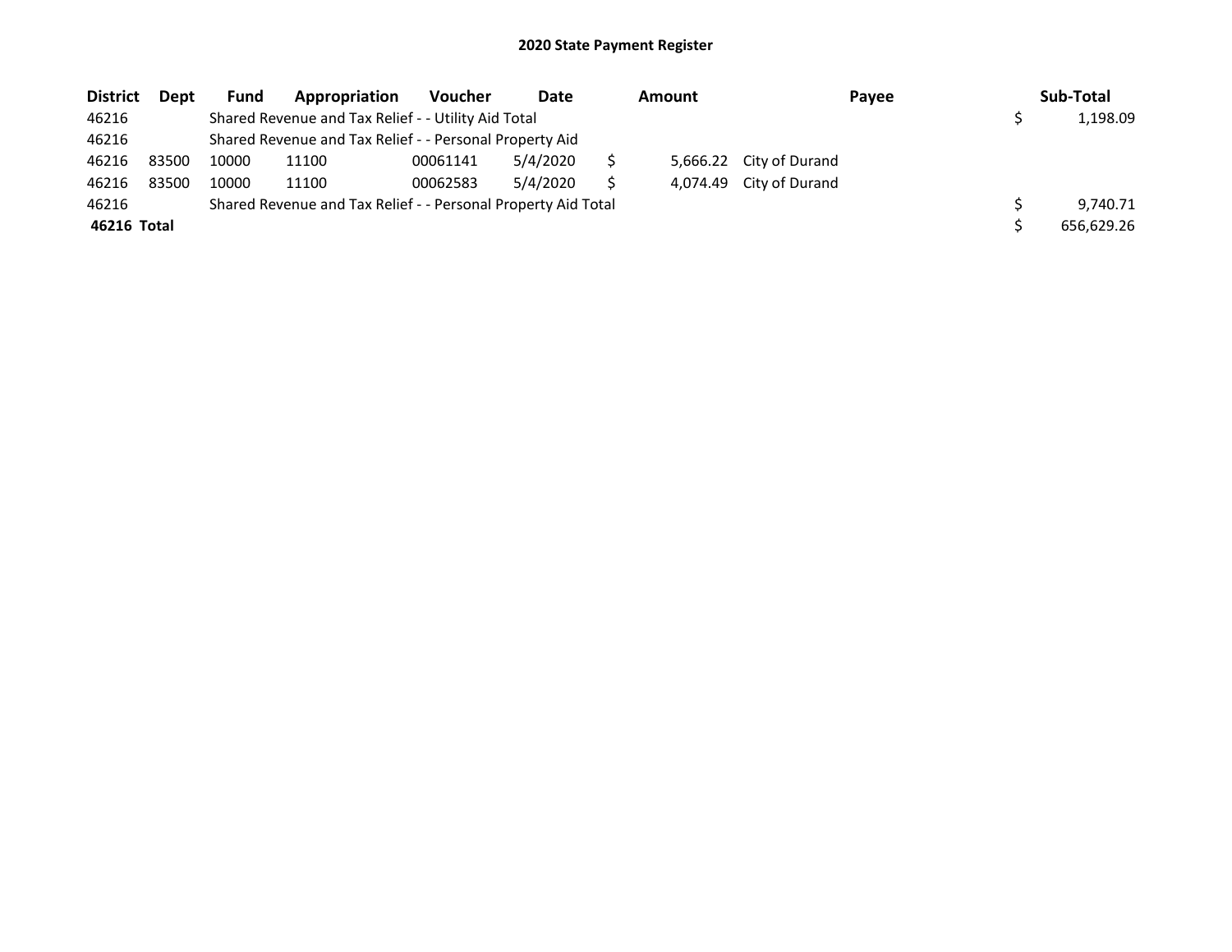# 2020 State Payment Register

| District | Dept | Fund | Appropriation | Voucher | Date | Amount | Payee | Sub-Total |
|---|---|---|---|---|---|---|---|---|
| 46216 | | Shared Revenue and Tax Relief - - Utility Aid Total | | | | | | $ 1,198.09 |
| 46216 | | Shared Revenue and Tax Relief - - Personal Property Aid | | | | | | |
| 46216 | 83500 | 10000 | 11100 | 00061141 | 5/4/2020 | $ 5,666.22 | City of Durand | |
| 46216 | 83500 | 10000 | 11100 | 00062583 | 5/4/2020 | $ 4,074.49 | City of Durand | |
| 46216 | | Shared Revenue and Tax Relief - - Personal Property Aid Total | | | | | | $ 9,740.71 |
| **46216 Total** | | | | | | | | $ 656,629.26 |